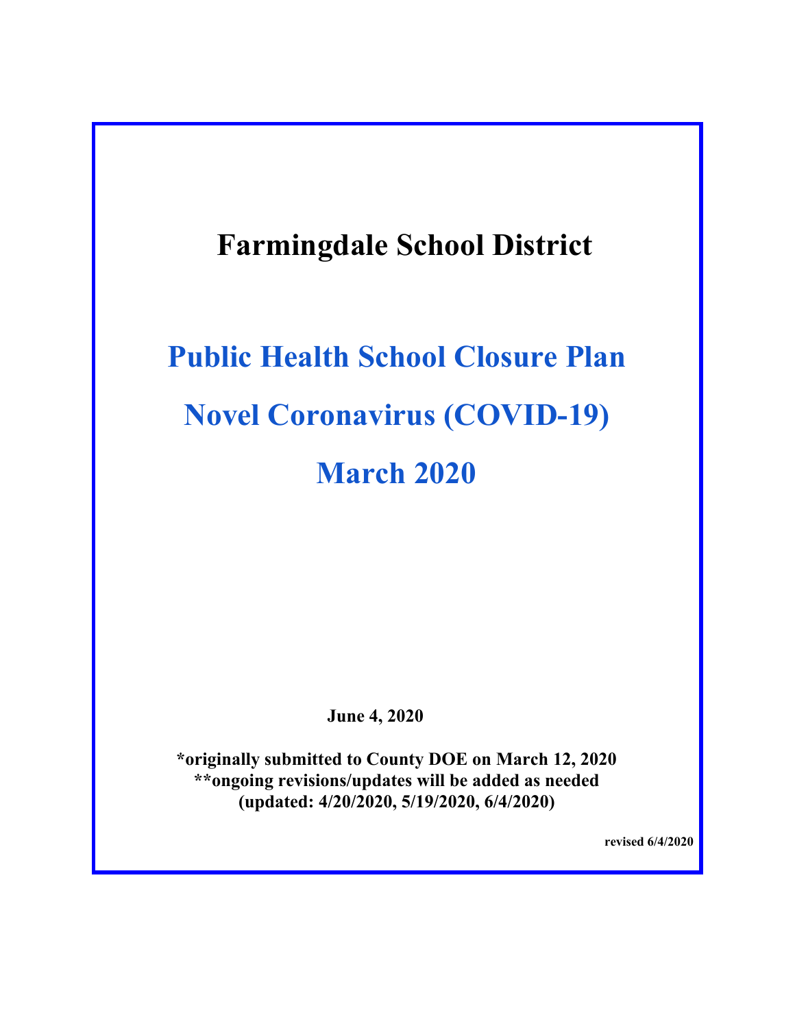# Farmingdale School District

## Public Health School Closure Plan

## Novel Coronavirus (COVID-19)

## March 2020

**June 4, 2020**

**\*originally submitted to County DOE on March 12, 2020**
**\*\*ongoing revisions/updates will be added as needed**
**(updated: 4/20/2020, 5/19/2020, 6/4/2020)**

**revised 6/4/2020**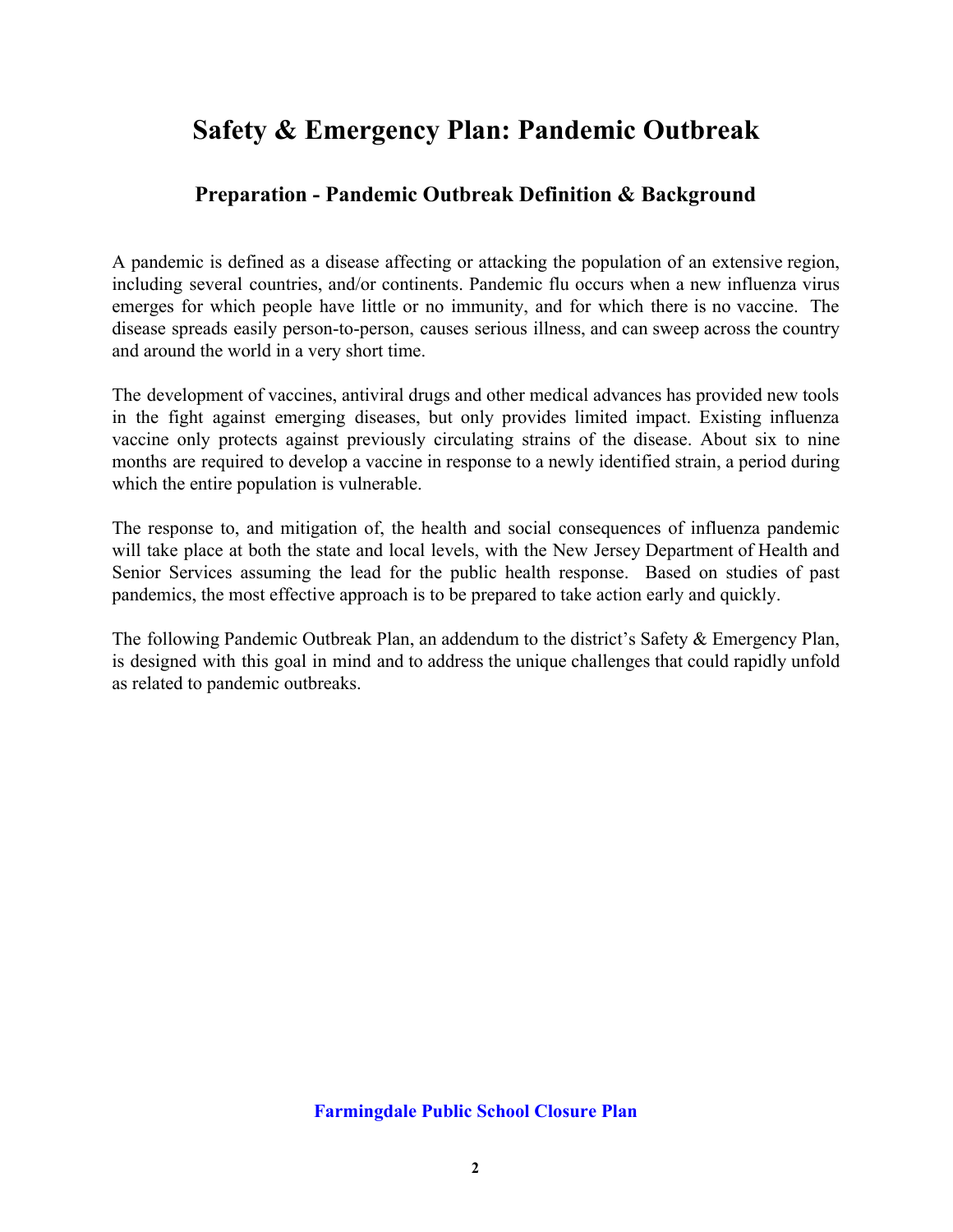# Safety & Emergency Plan: Pandemic Outbreak

## Preparation - Pandemic Outbreak Definition & Background

A pandemic is defined as a disease affecting or attacking the population of an extensive region, including several countries, and/or continents. Pandemic flu occurs when a new influenza virus emerges for which people have little or no immunity, and for which there is no vaccine. The disease spreads easily person-to-person, causes serious illness, and can sweep across the country and around the world in a very short time.

The development of vaccines, antiviral drugs and other medical advances has provided new tools in the fight against emerging diseases, but only provides limited impact. Existing influenza vaccine only protects against previously circulating strains of the disease. About six to nine months are required to develop a vaccine in response to a newly identified strain, a period during which the entire population is vulnerable.

The response to, and mitigation of, the health and social consequences of influenza pandemic will take place at both the state and local levels, with the New Jersey Department of Health and Senior Services assuming the lead for the public health response. Based on studies of past pandemics, the most effective approach is to be prepared to take action early and quickly.

The following Pandemic Outbreak Plan, an addendum to the district's Safety & Emergency Plan, is designed with this goal in mind and to address the unique challenges that could rapidly unfold as related to pandemic outbreaks.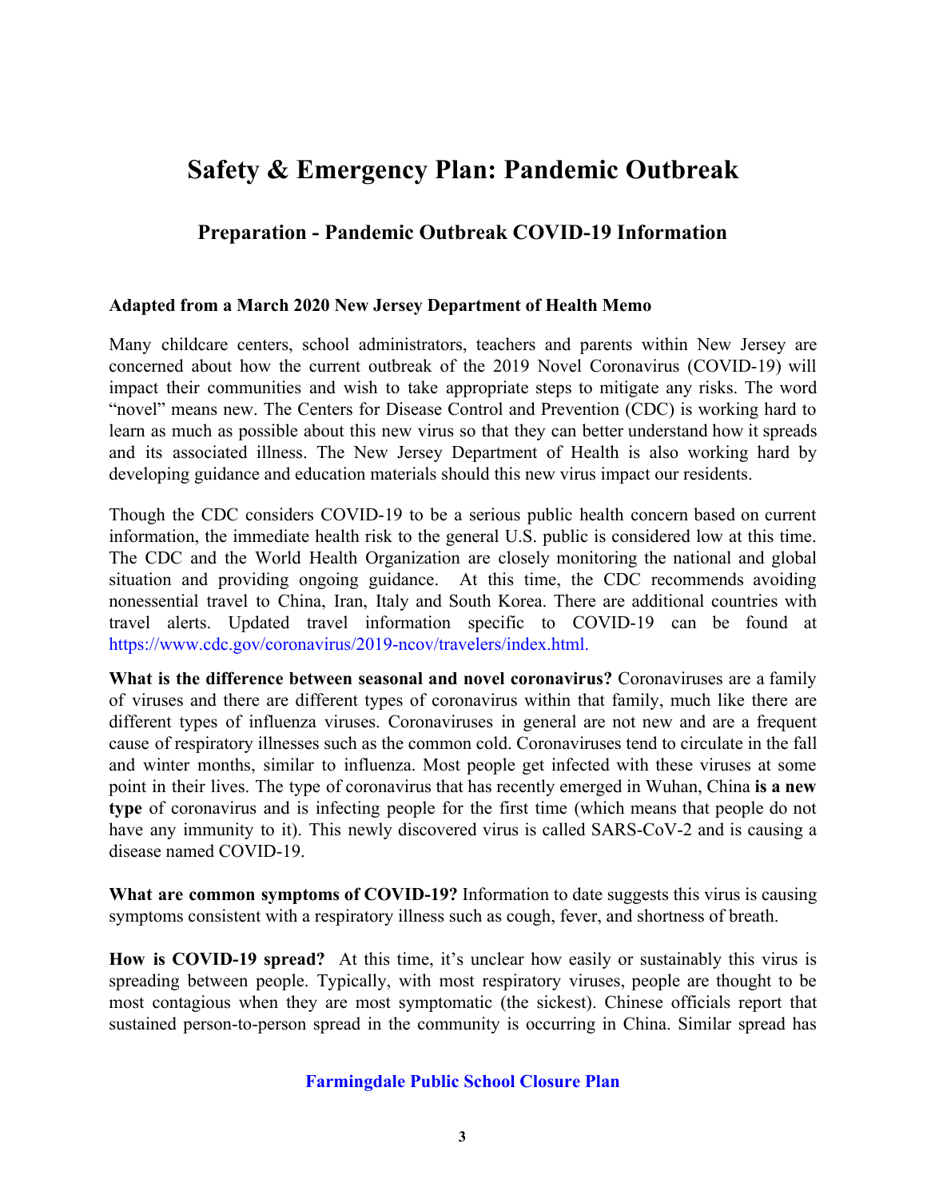# Safety & Emergency Plan: Pandemic Outbreak

## Preparation - Pandemic Outbreak COVID-19 Information

**Adapted from a March 2020 New Jersey Department of Health Memo**

Many childcare centers, school administrators, teachers and parents within New Jersey are concerned about how the current outbreak of the 2019 Novel Coronavirus (COVID-19) will impact their communities and wish to take appropriate steps to mitigate any risks. The word "novel" means new. The Centers for Disease Control and Prevention (CDC) is working hard to learn as much as possible about this new virus so that they can better understand how it spreads and its associated illness. The New Jersey Department of Health is also working hard by developing guidance and education materials should this new virus impact our residents.

Though the CDC considers COVID-19 to be a serious public health concern based on current information, the immediate health risk to the general U.S. public is considered low at this time. The CDC and the World Health Organization are closely monitoring the national and global situation and providing ongoing guidance. At this time, the CDC recommends avoiding nonessential travel to China, Iran, Italy and South Korea. There are additional countries with travel alerts. Updated travel information specific to COVID-19 can be found at https://www.cdc.gov/coronavirus/2019-ncov/travelers/index.html.

**What is the difference between seasonal and novel coronavirus?** Coronaviruses are a family of viruses and there are different types of coronavirus within that family, much like there are different types of influenza viruses. Coronaviruses in general are not new and are a frequent cause of respiratory illnesses such as the common cold. Coronaviruses tend to circulate in the fall and winter months, similar to influenza. Most people get infected with these viruses at some point in their lives. The type of coronavirus that has recently emerged in Wuhan, China **is a new type** of coronavirus and is infecting people for the first time (which means that people do not have any immunity to it). This newly discovered virus is called SARS-CoV-2 and is causing a disease named COVID-19.

**What are common symptoms of COVID-19?** Information to date suggests this virus is causing symptoms consistent with a respiratory illness such as cough, fever, and shortness of breath.

**How is COVID-19 spread?** At this time, it's unclear how easily or sustainably this virus is spreading between people. Typically, with most respiratory viruses, people are thought to be most contagious when they are most symptomatic (the sickest). Chinese officials report that sustained person-to-person spread in the community is occurring in China. Similar spread has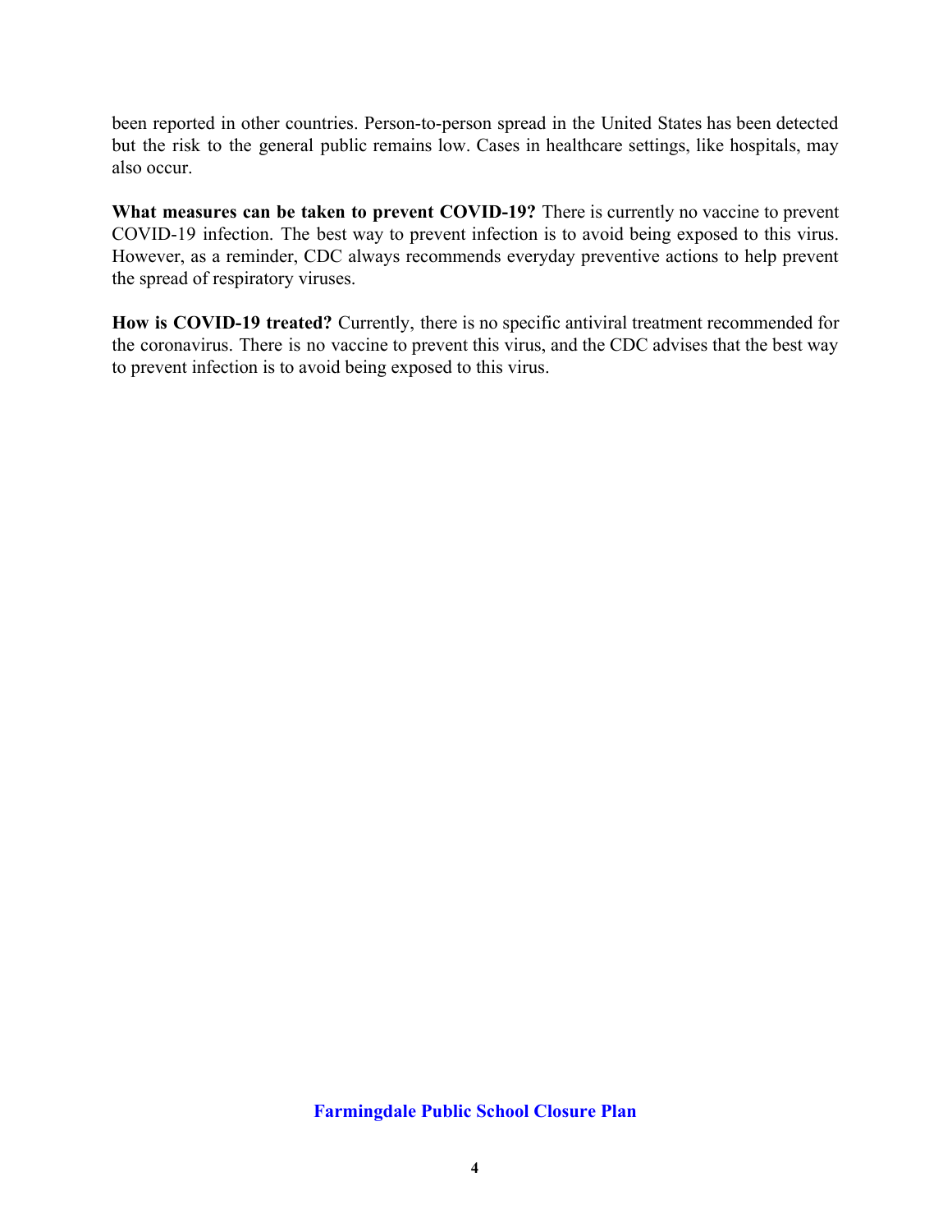been reported in other countries. Person-to-person spread in the United States has been detected but the risk to the general public remains low. Cases in healthcare settings, like hospitals, may also occur.

**What measures can be taken to prevent COVID-19?** There is currently no vaccine to prevent COVID-19 infection. The best way to prevent infection is to avoid being exposed to this virus. However, as a reminder, CDC always recommends everyday preventive actions to help prevent the spread of respiratory viruses.

**How is COVID-19 treated?** Currently, there is no specific antiviral treatment recommended for the coronavirus. There is no vaccine to prevent this virus, and the CDC advises that the best way to prevent infection is to avoid being exposed to this virus.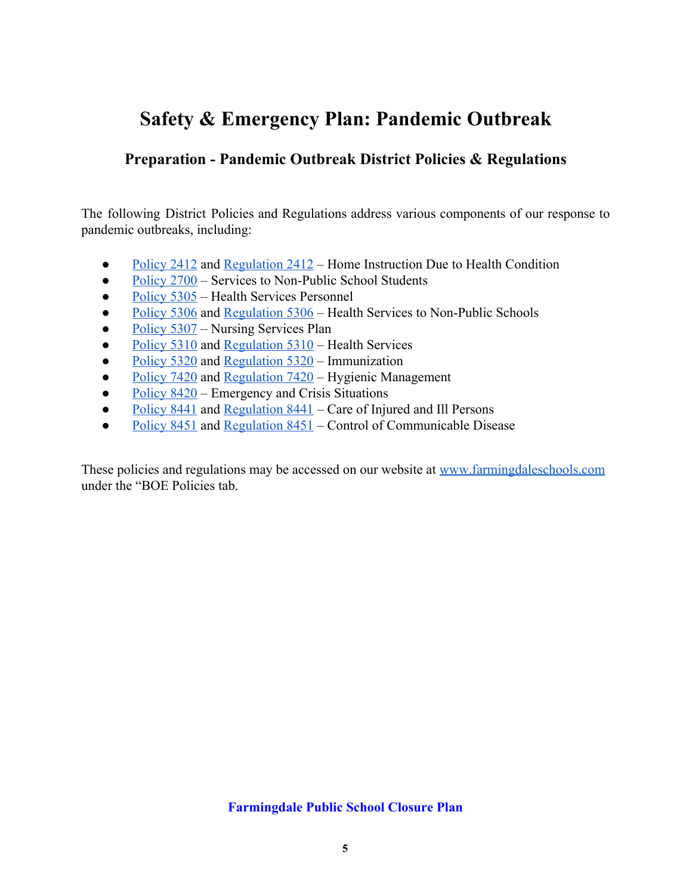# Safety & Emergency Plan: Pandemic Outbreak

## Preparation - Pandemic Outbreak District Policies & Regulations

The following District Policies and Regulations address various components of our response to pandemic outbreaks, including:

- Policy 2412 and Regulation 2412 – Home Instruction Due to Health Condition
- Policy 2700 – Services to Non-Public School Students
- Policy 5305 – Health Services Personnel
- Policy 5306 and Regulation 5306 – Health Services to Non-Public Schools
- Policy 5307 – Nursing Services Plan
- Policy 5310 and Regulation 5310 – Health Services
- Policy 5320 and Regulation 5320 – Immunization
- Policy 7420 and Regulation 7420 – Hygienic Management
- Policy 8420 – Emergency and Crisis Situations
- Policy 8441 and Regulation 8441 – Care of Injured and Ill Persons
- Policy 8451 and Regulation 8451 – Control of Communicable Disease

These policies and regulations may be accessed on our website at www.farmingdaleschools.com under the "BOE Policies tab.

**Farmingdale Public School Closure Plan**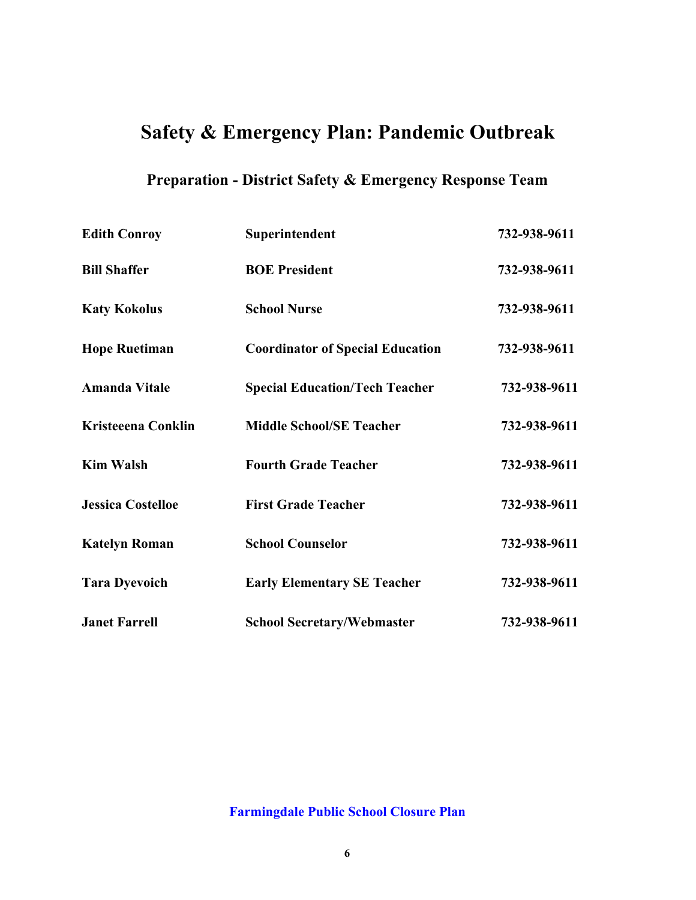# Safety & Emergency Plan: Pandemic Outbreak

## Preparation - District Safety & Emergency Response Team

| | | |
|---|---|---|
| **Edith Conroy** | **Superintendent** | **732-938-9611** |
| **Bill Shaffer** | **BOE President** | **732-938-9611** |
| **Katy Kokolus** | **School Nurse** | **732-938-9611** |
| **Hope Ruetiman** | **Coordinator of Special Education** | **732-938-9611** |
| **Amanda Vitale** | **Special Education/Tech Teacher** | **732-938-9611** |
| **Kristeeena Conklin** | **Middle School/SE Teacher** | **732-938-9611** |
| **Kim Walsh** | **Fourth Grade Teacher** | **732-938-9611** |
| **Jessica Costelloe** | **First Grade Teacher** | **732-938-9611** |
| **Katelyn Roman** | **School Counselor** | **732-938-9611** |
| **Tara Dyevoich** | **Early Elementary SE Teacher** | **732-938-9611** |
| **Janet Farrell** | **School Secretary/Webmaster** | **732-938-9611** |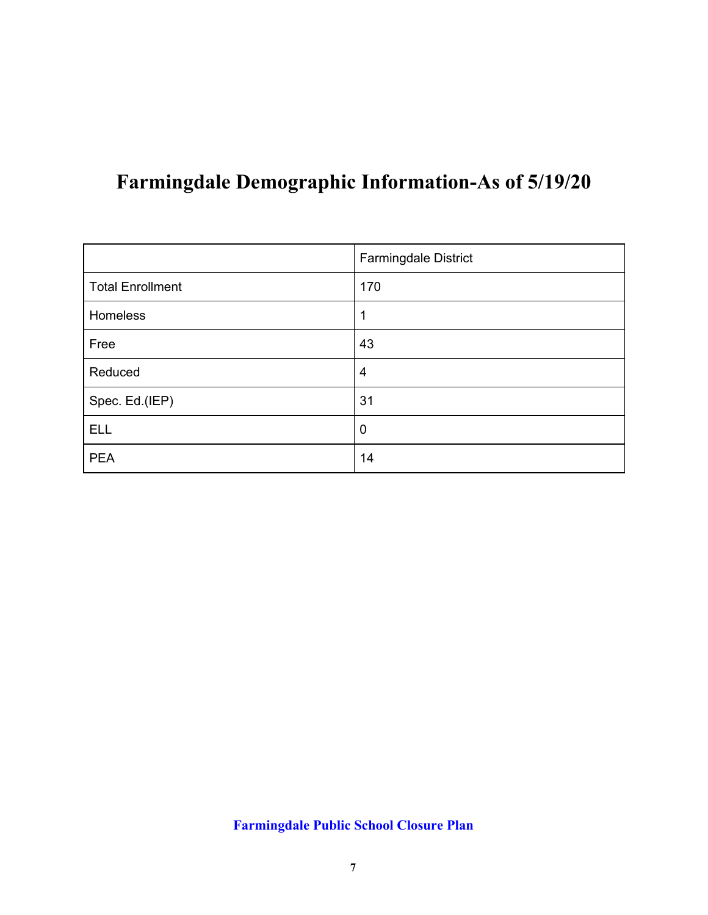# Farmingdale Demographic Information-As of 5/19/20

| | Farmingdale District |
|---|---|
| Total Enrollment | 170 |
| Homeless | 1 |
| Free | 43 |
| Reduced | 4 |
| Spec. Ed.(IEP) | 31 |
| ELL | 0 |
| PEA | 14 |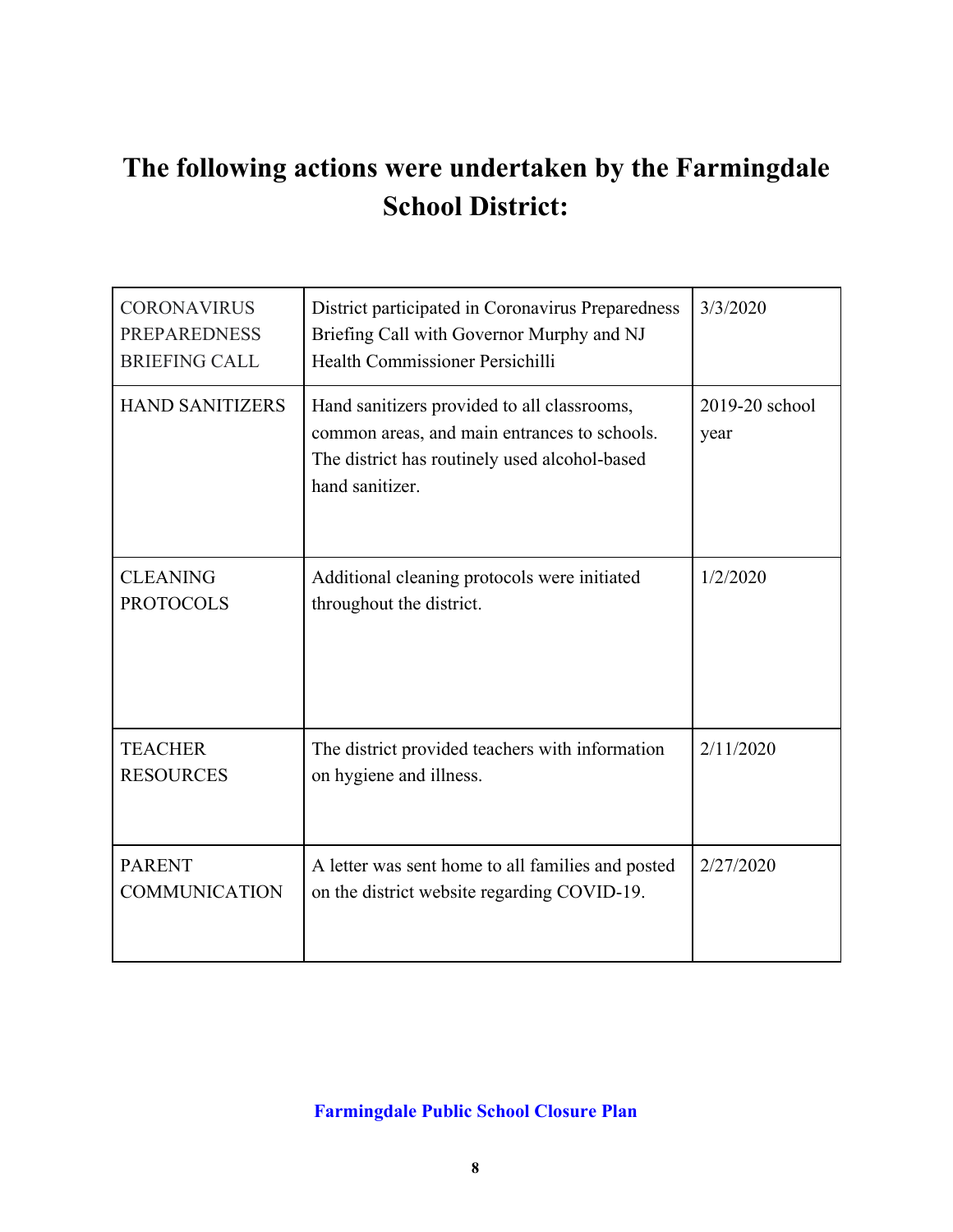## The following actions were undertaken by the Farmingdale School District:

| | | |
|---|---|---|
| CORONAVIRUS PREPAREDNESS BRIEFING CALL | District participated in Coronavirus Preparedness Briefing Call with Governor Murphy and NJ Health Commissioner Persichilli | 3/3/2020 |
| HAND SANITIZERS | Hand sanitizers provided to all classrooms, common areas, and main entrances to schools. The district has routinely used alcohol-based hand sanitizer. | 2019-20 school year |
| CLEANING PROTOCOLS | Additional cleaning protocols were initiated throughout the district. | 1/2/2020 |
| TEACHER RESOURCES | The district provided teachers with information on hygiene and illness. | 2/11/2020 |
| PARENT COMMUNICATION | A letter was sent home to all families and posted on the district website regarding COVID-19. | 2/27/2020 |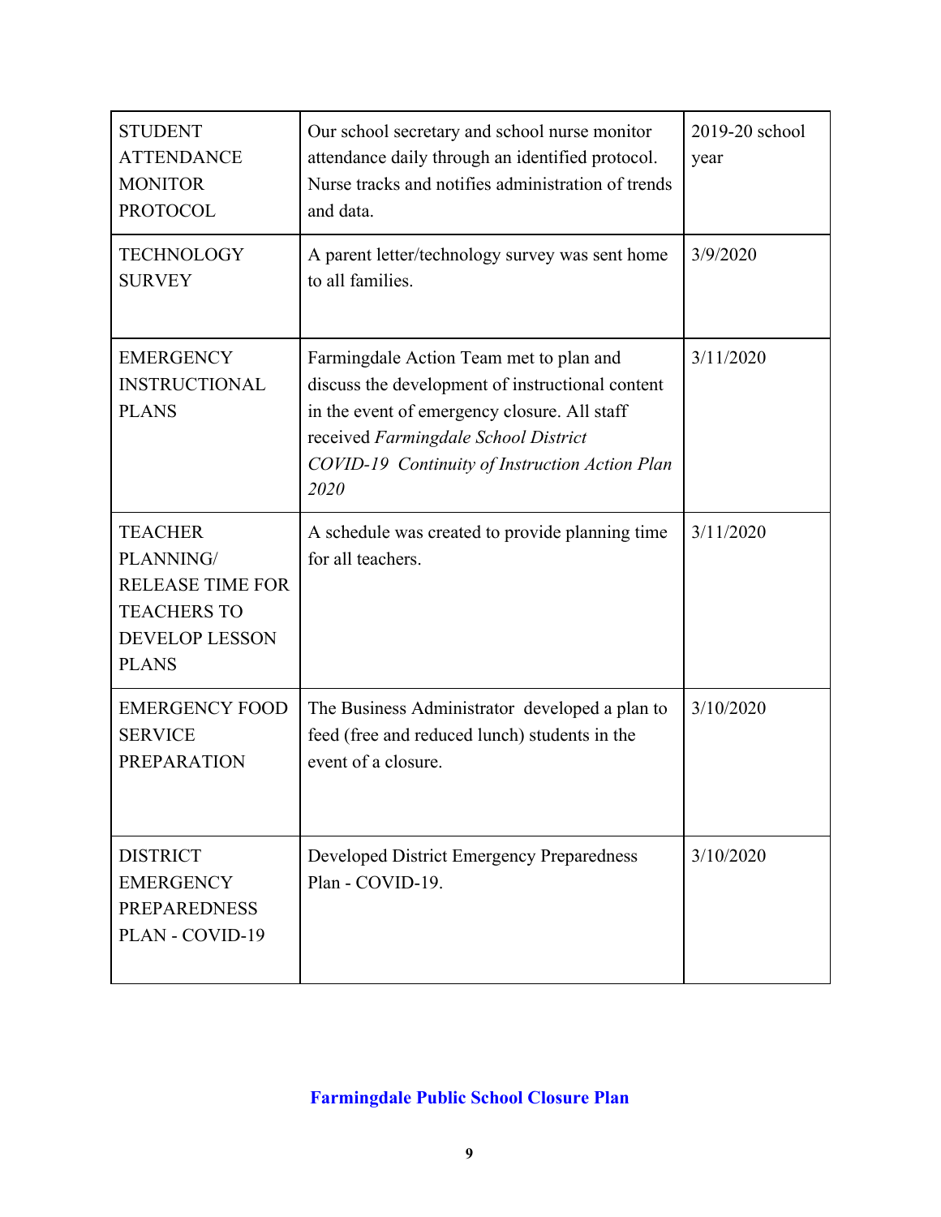| STUDENT ATTENDANCE MONITOR PROTOCOL | Our school secretary and school nurse monitor attendance daily through an identified protocol. Nurse tracks and notifies administration of trends and data. | 2019-20 school year |
|---|---|---|
| TECHNOLOGY SURVEY | A parent letter/technology survey was sent home to all families. | 3/9/2020 |
| EMERGENCY INSTRUCTIONAL PLANS | Farmingdale Action Team met to plan and discuss the development of instructional content in the event of emergency closure. All staff received *Farmingdale School District COVID-19 Continuity of Instruction Action Plan 2020* | 3/11/2020 |
| TEACHER PLANNING/ RELEASE TIME FOR TEACHERS TO DEVELOP LESSON PLANS | A schedule was created to provide planning time for all teachers. | 3/11/2020 |
| EMERGENCY FOOD SERVICE PREPARATION | The Business Administrator developed a plan to feed (free and reduced lunch) students in the event of a closure. | 3/10/2020 |
| DISTRICT EMERGENCY PREPAREDNESS PLAN - COVID-19 | Developed District Emergency Preparedness Plan - COVID-19. | 3/10/2020 |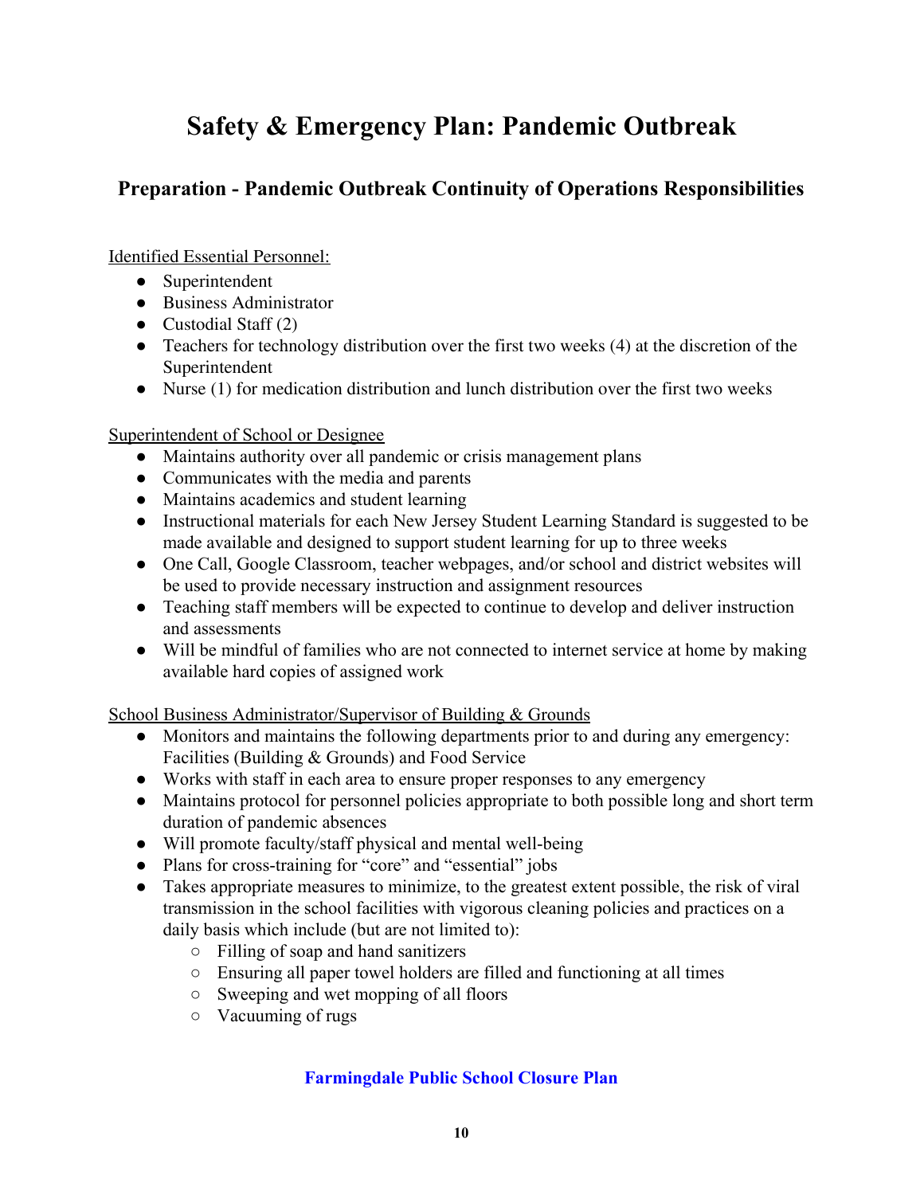# Safety & Emergency Plan: Pandemic Outbreak

## Preparation - Pandemic Outbreak Continuity of Operations Responsibilities

Identified Essential Personnel:

- Superintendent
- Business Administrator
- Custodial Staff (2)
- Teachers for technology distribution over the first two weeks (4) at the discretion of the Superintendent
- Nurse (1) for medication distribution and lunch distribution over the first two weeks

Superintendent of School or Designee

- Maintains authority over all pandemic or crisis management plans
- Communicates with the media and parents
- Maintains academics and student learning
- Instructional materials for each New Jersey Student Learning Standard is suggested to be made available and designed to support student learning for up to three weeks
- One Call, Google Classroom, teacher webpages, and/or school and district websites will be used to provide necessary instruction and assignment resources
- Teaching staff members will be expected to continue to develop and deliver instruction and assessments
- Will be mindful of families who are not connected to internet service at home by making available hard copies of assigned work

School Business Administrator/Supervisor of Building & Grounds

- Monitors and maintains the following departments prior to and during any emergency: Facilities (Building & Grounds) and Food Service
- Works with staff in each area to ensure proper responses to any emergency
- Maintains protocol for personnel policies appropriate to both possible long and short term duration of pandemic absences
- Will promote faculty/staff physical and mental well-being
- Plans for cross-training for "core" and "essential" jobs
- Takes appropriate measures to minimize, to the greatest extent possible, the risk of viral transmission in the school facilities with vigorous cleaning policies and practices on a daily basis which include (but are not limited to):
  - Filling of soap and hand sanitizers
  - Ensuring all paper towel holders are filled and functioning at all times
  - Sweeping and wet mopping of all floors
  - Vacuuming of rugs

**Farmingdale Public School Closure Plan**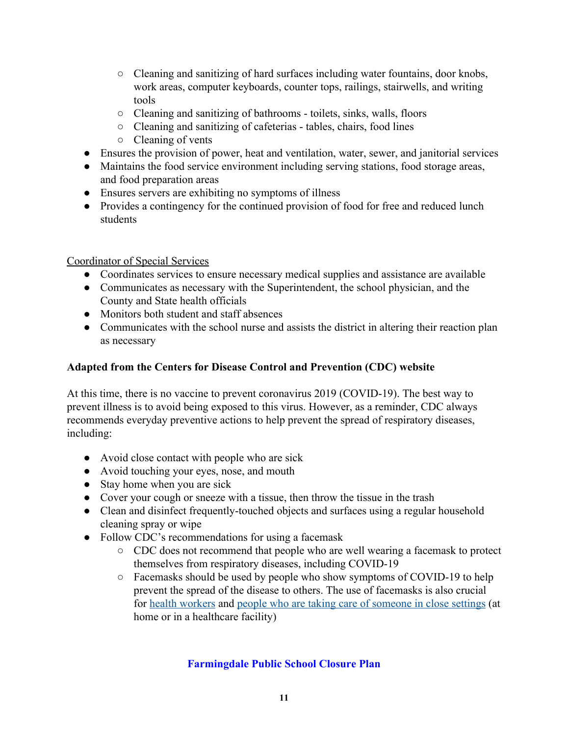- Cleaning and sanitizing of hard surfaces including water fountains, door knobs, work areas, computer keyboards, counter tops, railings, stairwells, and writing tools
    - Cleaning and sanitizing of bathrooms - toilets, sinks, walls, floors
    - Cleaning and sanitizing of cafeterias - tables, chairs, food lines
    - Cleaning of vents
- Ensures the provision of power, heat and ventilation, water, sewer, and janitorial services
- Maintains the food service environment including serving stations, food storage areas, and food preparation areas
- Ensures servers are exhibiting no symptoms of illness
- Provides a contingency for the continued provision of food for free and reduced lunch students

Coordinator of Special Services

- Coordinates services to ensure necessary medical supplies and assistance are available
- Communicates as necessary with the Superintendent, the school physician, and the County and State health officials
- Monitors both student and staff absences
- Communicates with the school nurse and assists the district in altering their reaction plan as necessary

**Adapted from the Centers for Disease Control and Prevention (CDC) website**

At this time, there is no vaccine to prevent coronavirus 2019 (COVID-19). The best way to prevent illness is to avoid being exposed to this virus. However, as a reminder, CDC always recommends everyday preventive actions to help prevent the spread of respiratory diseases, including:

- Avoid close contact with people who are sick
- Avoid touching your eyes, nose, and mouth
- Stay home when you are sick
- Cover your cough or sneeze with a tissue, then throw the tissue in the trash
- Clean and disinfect frequently-touched objects and surfaces using a regular household cleaning spray or wipe
- Follow CDC's recommendations for using a facemask
    - CDC does not recommend that people who are well wearing a facemask to protect themselves from respiratory diseases, including COVID-19
    - Facemasks should be used by people who show symptoms of COVID-19 to help prevent the spread of the disease to others. The use of facemasks is also crucial for health workers and people who are taking care of someone in close settings (at home or in a healthcare facility)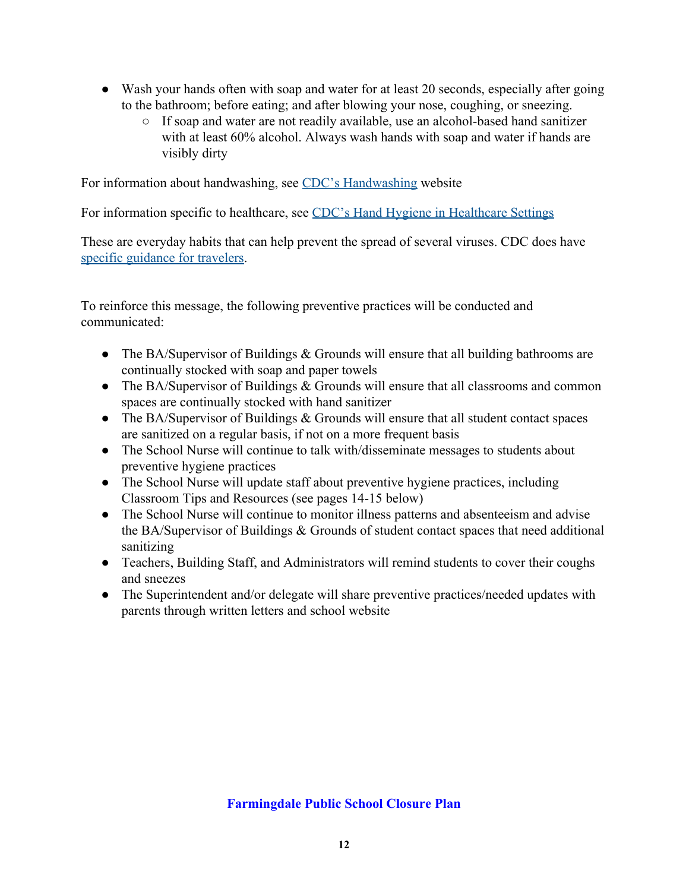- Wash your hands often with soap and water for at least 20 seconds, especially after going to the bathroom; before eating; and after blowing your nose, coughing, or sneezing.
  - If soap and water are not readily available, use an alcohol-based hand sanitizer with at least 60% alcohol. Always wash hands with soap and water if hands are visibly dirty

For information about handwashing, see CDC's Handwashing website

For information specific to healthcare, see CDC's Hand Hygiene in Healthcare Settings

These are everyday habits that can help prevent the spread of several viruses. CDC does have specific guidance for travelers.

To reinforce this message, the following preventive practices will be conducted and communicated:

- The BA/Supervisor of Buildings & Grounds will ensure that all building bathrooms are continually stocked with soap and paper towels
- The BA/Supervisor of Buildings & Grounds will ensure that all classrooms and common spaces are continually stocked with hand sanitizer
- The BA/Supervisor of Buildings & Grounds will ensure that all student contact spaces are sanitized on a regular basis, if not on a more frequent basis
- The School Nurse will continue to talk with/disseminate messages to students about preventive hygiene practices
- The School Nurse will update staff about preventive hygiene practices, including Classroom Tips and Resources (see pages 14-15 below)
- The School Nurse will continue to monitor illness patterns and absenteeism and advise the BA/Supervisor of Buildings & Grounds of student contact spaces that need additional sanitizing
- Teachers, Building Staff, and Administrators will remind students to cover their coughs and sneezes
- The Superintendent and/or delegate will share preventive practices/needed updates with parents through written letters and school website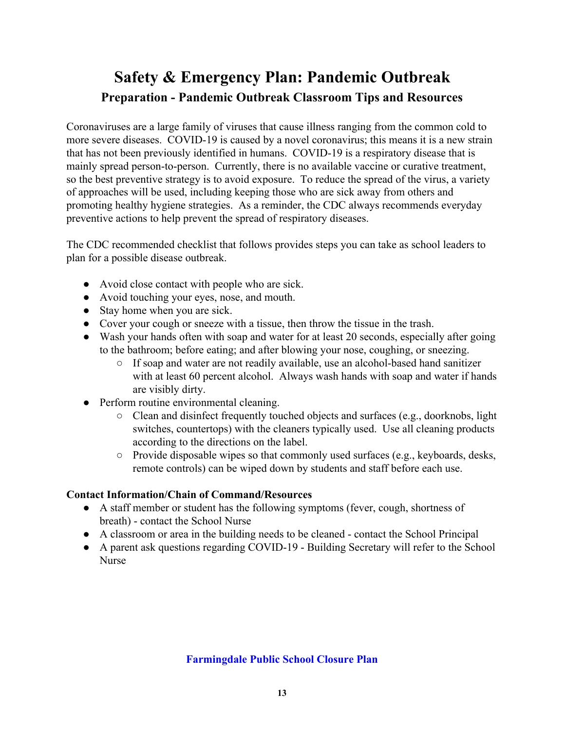# Safety & Emergency Plan: Pandemic Outbreak

## Preparation - Pandemic Outbreak Classroom Tips and Resources

Coronaviruses are a large family of viruses that cause illness ranging from the common cold to more severe diseases. COVID-19 is caused by a novel coronavirus; this means it is a new strain that has not been previously identified in humans. COVID-19 is a respiratory disease that is mainly spread person-to-person. Currently, there is no available vaccine or curative treatment, so the best preventive strategy is to avoid exposure. To reduce the spread of the virus, a variety of approaches will be used, including keeping those who are sick away from others and promoting healthy hygiene strategies. As a reminder, the CDC always recommends everyday preventive actions to help prevent the spread of respiratory diseases.

The CDC recommended checklist that follows provides steps you can take as school leaders to plan for a possible disease outbreak.

- Avoid close contact with people who are sick.
- Avoid touching your eyes, nose, and mouth.
- Stay home when you are sick.
- Cover your cough or sneeze with a tissue, then throw the tissue in the trash.
- Wash your hands often with soap and water for at least 20 seconds, especially after going to the bathroom; before eating; and after blowing your nose, coughing, or sneezing.
  - If soap and water are not readily available, use an alcohol-based hand sanitizer with at least 60 percent alcohol. Always wash hands with soap and water if hands are visibly dirty.
- Perform routine environmental cleaning.
  - Clean and disinfect frequently touched objects and surfaces (e.g., doorknobs, light switches, countertops) with the cleaners typically used. Use all cleaning products according to the directions on the label.
  - Provide disposable wipes so that commonly used surfaces (e.g., keyboards, desks, remote controls) can be wiped down by students and staff before each use.

**Contact Information/Chain of Command/Resources**

- A staff member or student has the following symptoms (fever, cough, shortness of breath) - contact the School Nurse
- A classroom or area in the building needs to be cleaned - contact the School Principal
- A parent ask questions regarding COVID-19 - Building Secretary will refer to the School Nurse

**Farmingdale Public School Closure Plan**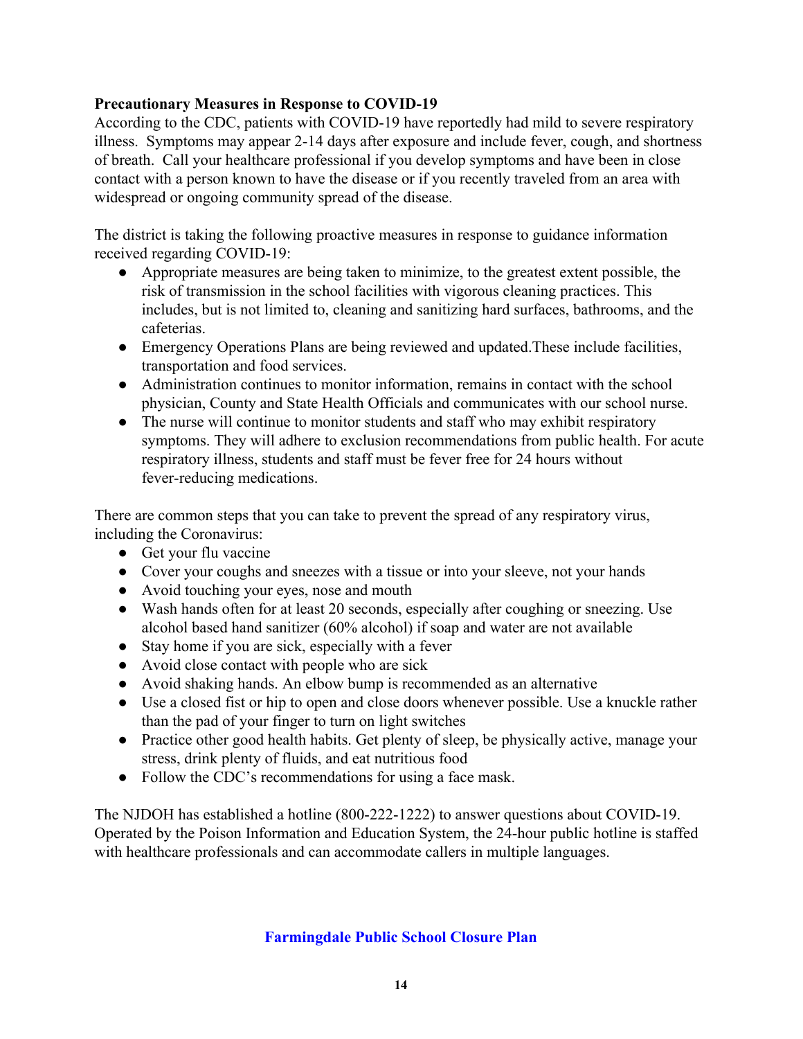**Precautionary Measures in Response to COVID-19**

According to the CDC, patients with COVID-19 have reportedly had mild to severe respiratory illness. Symptoms may appear 2-14 days after exposure and include fever, cough, and shortness of breath. Call your healthcare professional if you develop symptoms and have been in close contact with a person known to have the disease or if you recently traveled from an area with widespread or ongoing community spread of the disease.

The district is taking the following proactive measures in response to guidance information received regarding COVID-19:

- Appropriate measures are being taken to minimize, to the greatest extent possible, the risk of transmission in the school facilities with vigorous cleaning practices. This includes, but is not limited to, cleaning and sanitizing hard surfaces, bathrooms, and the cafeterias.
- Emergency Operations Plans are being reviewed and updated.These include facilities, transportation and food services.
- Administration continues to monitor information, remains in contact with the school physician, County and State Health Officials and communicates with our school nurse.
- The nurse will continue to monitor students and staff who may exhibit respiratory symptoms. They will adhere to exclusion recommendations from public health. For acute respiratory illness, students and staff must be fever free for 24 hours without fever-reducing medications.

There are common steps that you can take to prevent the spread of any respiratory virus, including the Coronavirus:

- Get your flu vaccine
- Cover your coughs and sneezes with a tissue or into your sleeve, not your hands
- Avoid touching your eyes, nose and mouth
- Wash hands often for at least 20 seconds, especially after coughing or sneezing. Use alcohol based hand sanitizer (60% alcohol) if soap and water are not available
- Stay home if you are sick, especially with a fever
- Avoid close contact with people who are sick
- Avoid shaking hands. An elbow bump is recommended as an alternative
- Use a closed fist or hip to open and close doors whenever possible. Use a knuckle rather than the pad of your finger to turn on light switches
- Practice other good health habits. Get plenty of sleep, be physically active, manage your stress, drink plenty of fluids, and eat nutritious food
- Follow the CDC's recommendations for using a face mask.

The NJDOH has established a hotline (800-222-1222) to answer questions about COVID-19. Operated by the Poison Information and Education System, the 24-hour public hotline is staffed with healthcare professionals and can accommodate callers in multiple languages.

## Farmingdale Public School Closure Plan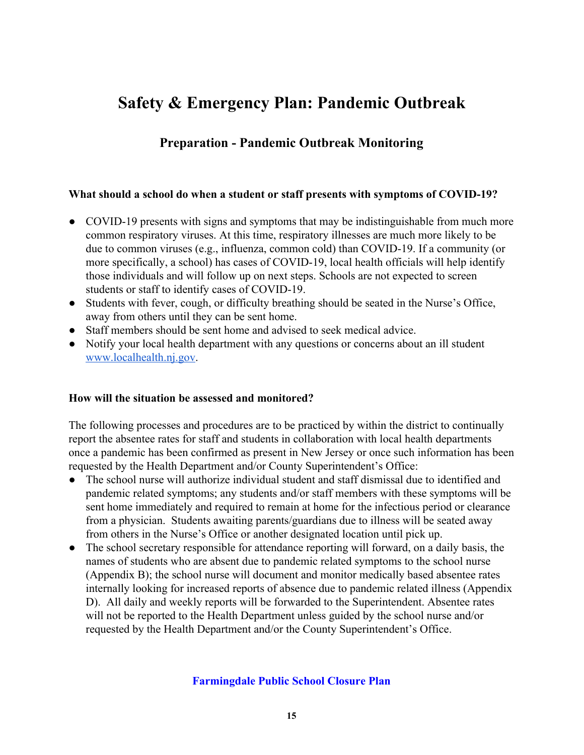# Safety & Emergency Plan: Pandemic Outbreak

## Preparation - Pandemic Outbreak Monitoring

**What should a school do when a student or staff presents with symptoms of COVID-19?**

- COVID-19 presents with signs and symptoms that may be indistinguishable from much more common respiratory viruses. At this time, respiratory illnesses are much more likely to be due to common viruses (e.g., influenza, common cold) than COVID-19. If a community (or more specifically, a school) has cases of COVID-19, local health officials will help identify those individuals and will follow up on next steps. Schools are not expected to screen students or staff to identify cases of COVID-19.
- Students with fever, cough, or difficulty breathing should be seated in the Nurse's Office, away from others until they can be sent home.
- Staff members should be sent home and advised to seek medical advice.
- Notify your local health department with any questions or concerns about an ill student [www.localhealth.nj.gov](www.localhealth.nj.gov).

**How will the situation be assessed and monitored?**

The following processes and procedures are to be practiced by within the district to continually report the absentee rates for staff and students in collaboration with local health departments once a pandemic has been confirmed as present in New Jersey or once such information has been requested by the Health Department and/or County Superintendent's Office:

- The school nurse will authorize individual student and staff dismissal due to identified and pandemic related symptoms; any students and/or staff members with these symptoms will be sent home immediately and required to remain at home for the infectious period or clearance from a physician. Students awaiting parents/guardians due to illness will be seated away from others in the Nurse's Office or another designated location until pick up.
- The school secretary responsible for attendance reporting will forward, on a daily basis, the names of students who are absent due to pandemic related symptoms to the school nurse (Appendix B); the school nurse will document and monitor medically based absentee rates internally looking for increased reports of absence due to pandemic related illness (Appendix D). All daily and weekly reports will be forwarded to the Superintendent. Absentee rates will not be reported to the Health Department unless guided by the school nurse and/or requested by the Health Department and/or the County Superintendent's Office.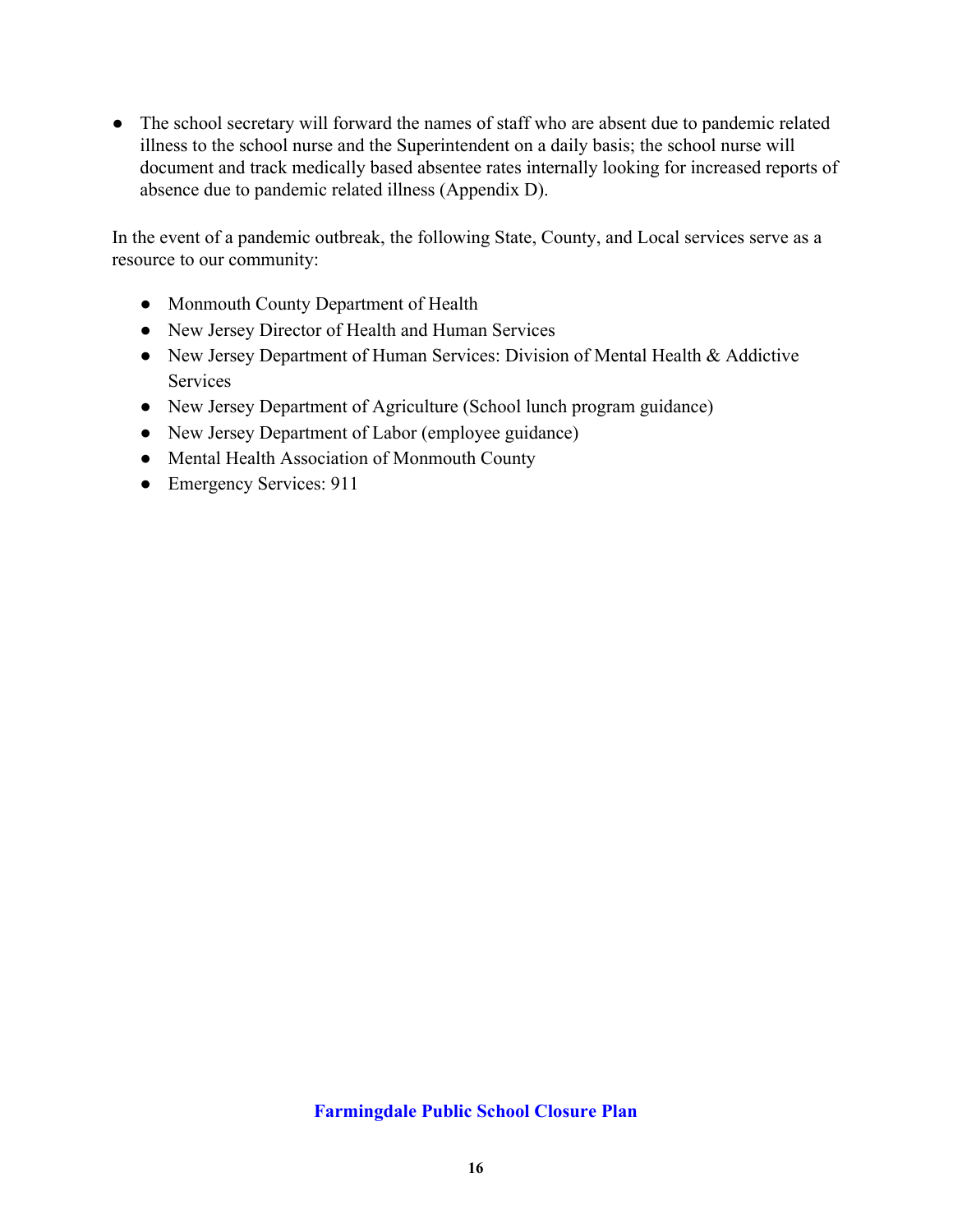- The school secretary will forward the names of staff who are absent due to pandemic related illness to the school nurse and the Superintendent on a daily basis; the school nurse will document and track medically based absentee rates internally looking for increased reports of absence due to pandemic related illness (Appendix D).

In the event of a pandemic outbreak, the following State, County, and Local services serve as a resource to our community:

- Monmouth County Department of Health
- New Jersey Director of Health and Human Services
- New Jersey Department of Human Services: Division of Mental Health & Addictive Services
- New Jersey Department of Agriculture (School lunch program guidance)
- New Jersey Department of Labor (employee guidance)
- Mental Health Association of Monmouth County
- Emergency Services: 911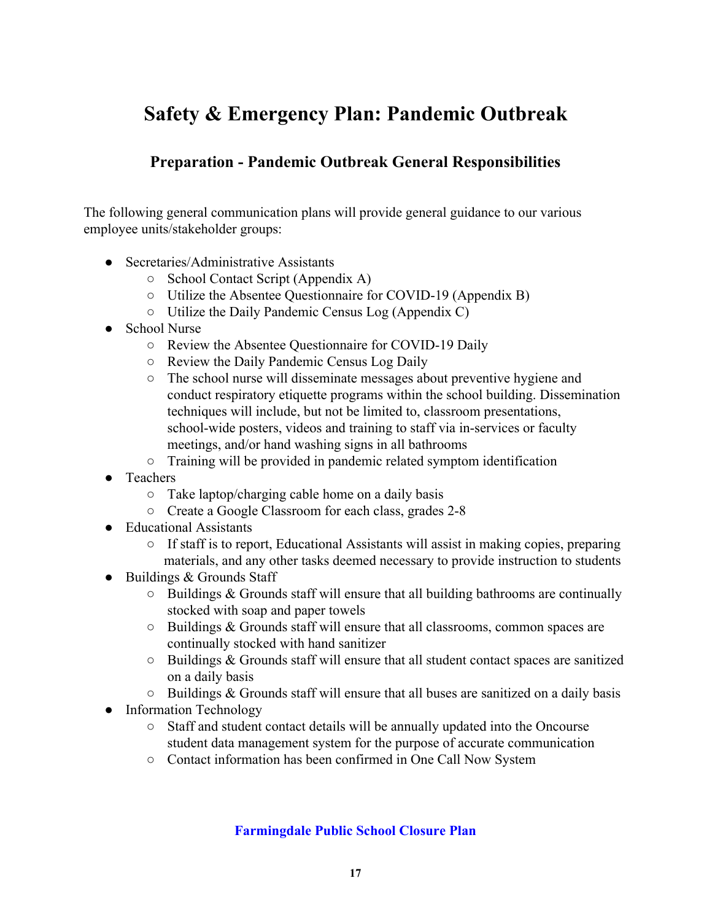# Safety & Emergency Plan: Pandemic Outbreak

## Preparation - Pandemic Outbreak General Responsibilities

The following general communication plans will provide general guidance to our various employee units/stakeholder groups:

- Secretaries/Administrative Assistants
    - School Contact Script (Appendix A)
    - Utilize the Absentee Questionnaire for COVID-19 (Appendix B)
    - Utilize the Daily Pandemic Census Log (Appendix C)
- School Nurse
    - Review the Absentee Questionnaire for COVID-19 Daily
    - Review the Daily Pandemic Census Log Daily
    - The school nurse will disseminate messages about preventive hygiene and conduct respiratory etiquette programs within the school building. Dissemination techniques will include, but not be limited to, classroom presentations, school-wide posters, videos and training to staff via in-services or faculty meetings, and/or hand washing signs in all bathrooms
    - Training will be provided in pandemic related symptom identification
- Teachers
    - Take laptop/charging cable home on a daily basis
    - Create a Google Classroom for each class, grades 2-8
- Educational Assistants
    - If staff is to report, Educational Assistants will assist in making copies, preparing materials, and any other tasks deemed necessary to provide instruction to students
- Buildings & Grounds Staff
    - Buildings & Grounds staff will ensure that all building bathrooms are continually stocked with soap and paper towels
    - Buildings & Grounds staff will ensure that all classrooms, common spaces are continually stocked with hand sanitizer
    - Buildings & Grounds staff will ensure that all student contact spaces are sanitized on a daily basis
    - Buildings & Grounds staff will ensure that all buses are sanitized on a daily basis
- Information Technology
    - Staff and student contact details will be annually updated into the Oncourse student data management system for the purpose of accurate communication
    - Contact information has been confirmed in One Call Now System

**Farmingdale Public School Closure Plan**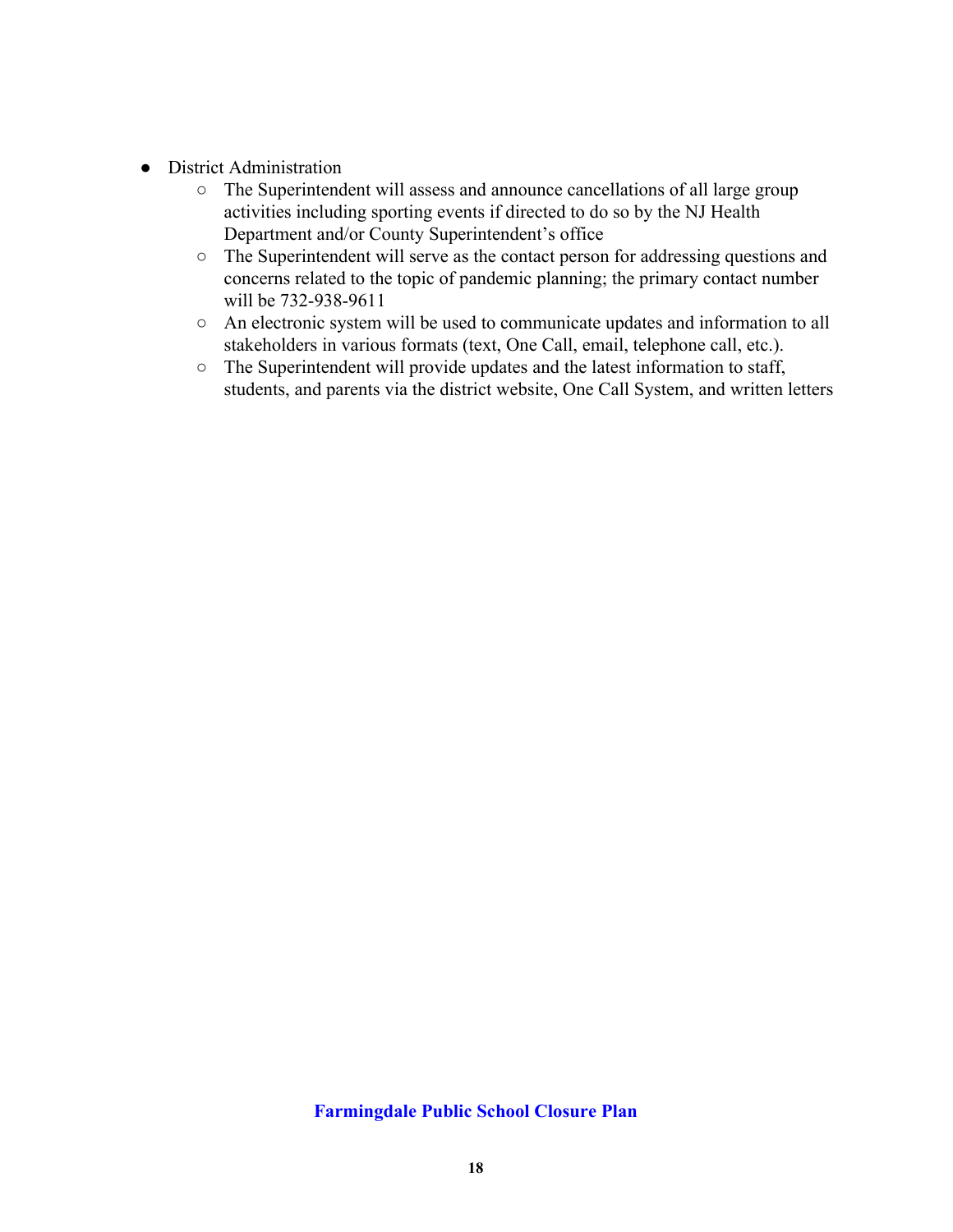- District Administration
    - The Superintendent will assess and announce cancellations of all large group activities including sporting events if directed to do so by the NJ Health Department and/or County Superintendent's office
    - The Superintendent will serve as the contact person for addressing questions and concerns related to the topic of pandemic planning; the primary contact number will be 732-938-9611
    - An electronic system will be used to communicate updates and information to all stakeholders in various formats (text, One Call, email, telephone call, etc.).
    - The Superintendent will provide updates and the latest information to staff, students, and parents via the district website, One Call System, and written letters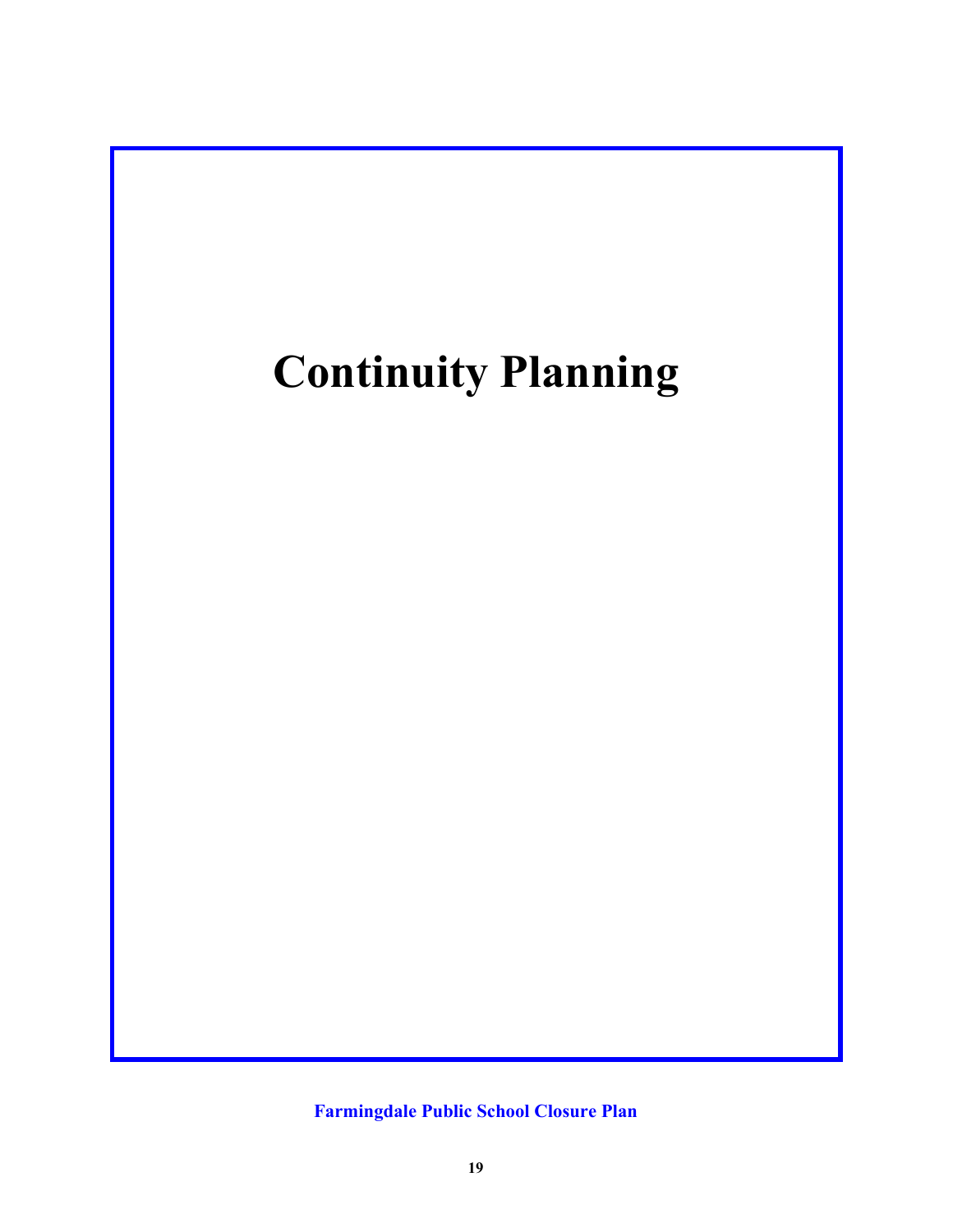# Continuity Planning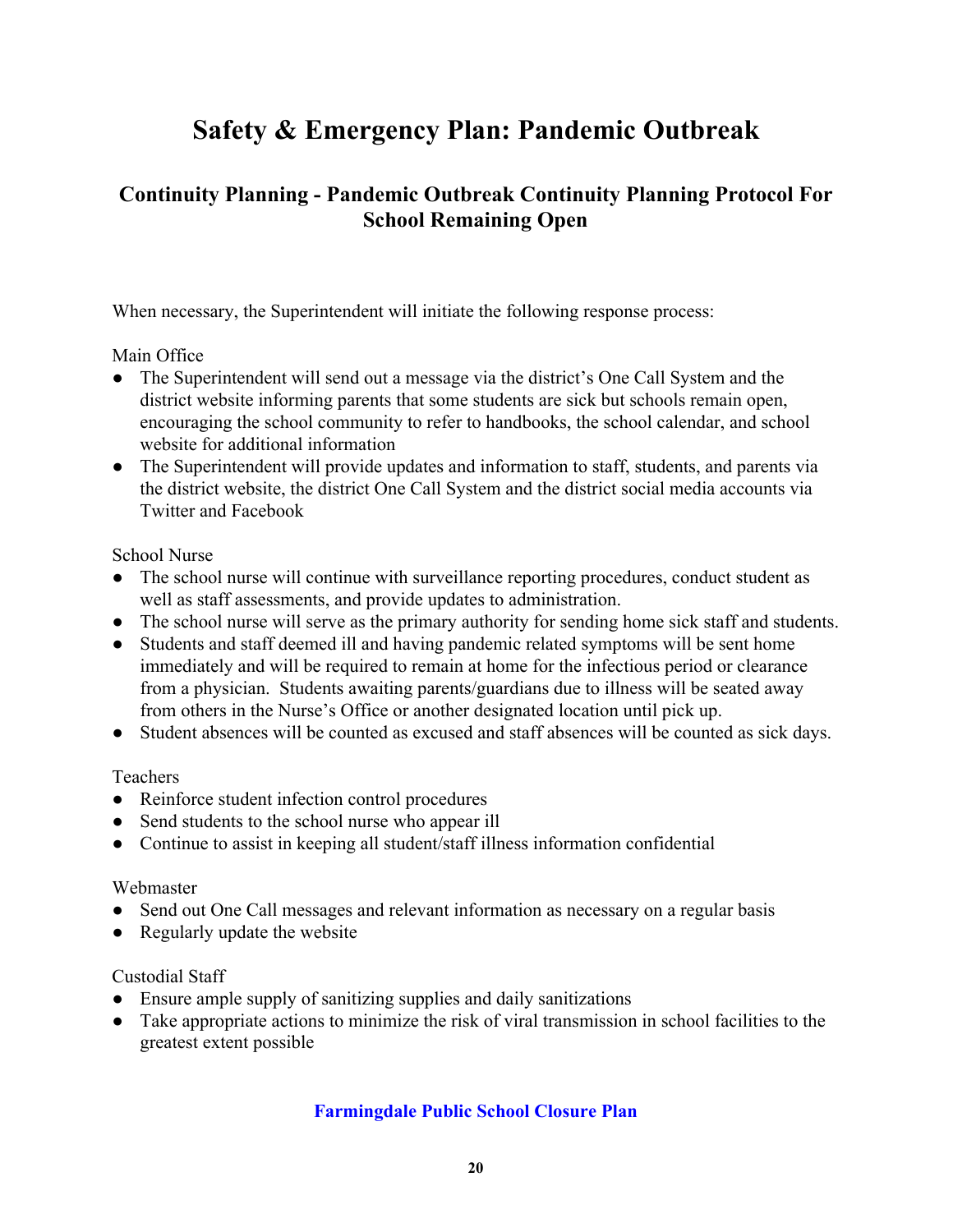# Safety & Emergency Plan: Pandemic Outbreak

## Continuity Planning - Pandemic Outbreak Continuity Planning Protocol For School Remaining Open

When necessary, the Superintendent will initiate the following response process:

Main Office

- The Superintendent will send out a message via the district's One Call System and the district website informing parents that some students are sick but schools remain open, encouraging the school community to refer to handbooks, the school calendar, and school website for additional information
- The Superintendent will provide updates and information to staff, students, and parents via the district website, the district One Call System and the district social media accounts via Twitter and Facebook

School Nurse

- The school nurse will continue with surveillance reporting procedures, conduct student as well as staff assessments, and provide updates to administration.
- The school nurse will serve as the primary authority for sending home sick staff and students.
- Students and staff deemed ill and having pandemic related symptoms will be sent home immediately and will be required to remain at home for the infectious period or clearance from a physician. Students awaiting parents/guardians due to illness will be seated away from others in the Nurse's Office or another designated location until pick up.
- Student absences will be counted as excused and staff absences will be counted as sick days.

Teachers

- Reinforce student infection control procedures
- Send students to the school nurse who appear ill
- Continue to assist in keeping all student/staff illness information confidential

Webmaster

- Send out One Call messages and relevant information as necessary on a regular basis
- Regularly update the website

Custodial Staff

- Ensure ample supply of sanitizing supplies and daily sanitizations
- Take appropriate actions to minimize the risk of viral transmission in school facilities to the greatest extent possible

**Farmingdale Public School Closure Plan**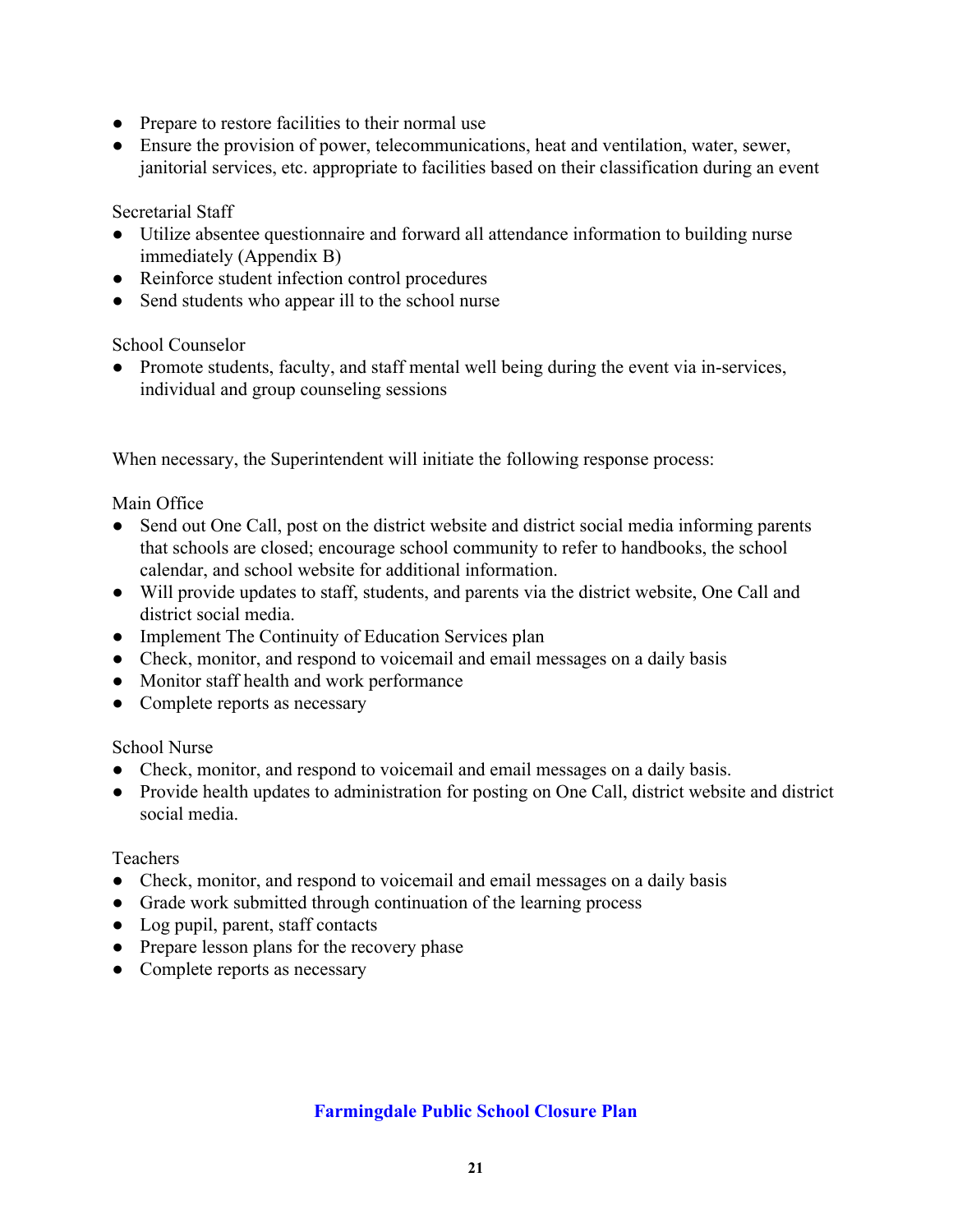- Prepare to restore facilities to their normal use
- Ensure the provision of power, telecommunications, heat and ventilation, water, sewer, janitorial services, etc. appropriate to facilities based on their classification during an event

Secretarial Staff

- Utilize absentee questionnaire and forward all attendance information to building nurse immediately (Appendix B)
- Reinforce student infection control procedures
- Send students who appear ill to the school nurse

School Counselor

- Promote students, faculty, and staff mental well being during the event via in-services, individual and group counseling sessions

When necessary, the Superintendent will initiate the following response process:

Main Office

- Send out One Call, post on the district website and district social media informing parents that schools are closed; encourage school community to refer to handbooks, the school calendar, and school website for additional information.
- Will provide updates to staff, students, and parents via the district website, One Call and district social media.
- Implement The Continuity of Education Services plan
- Check, monitor, and respond to voicemail and email messages on a daily basis
- Monitor staff health and work performance
- Complete reports as necessary

School Nurse

- Check, monitor, and respond to voicemail and email messages on a daily basis.
- Provide health updates to administration for posting on One Call, district website and district social media.

Teachers

- Check, monitor, and respond to voicemail and email messages on a daily basis
- Grade work submitted through continuation of the learning process
- Log pupil, parent, staff contacts
- Prepare lesson plans for the recovery phase
- Complete reports as necessary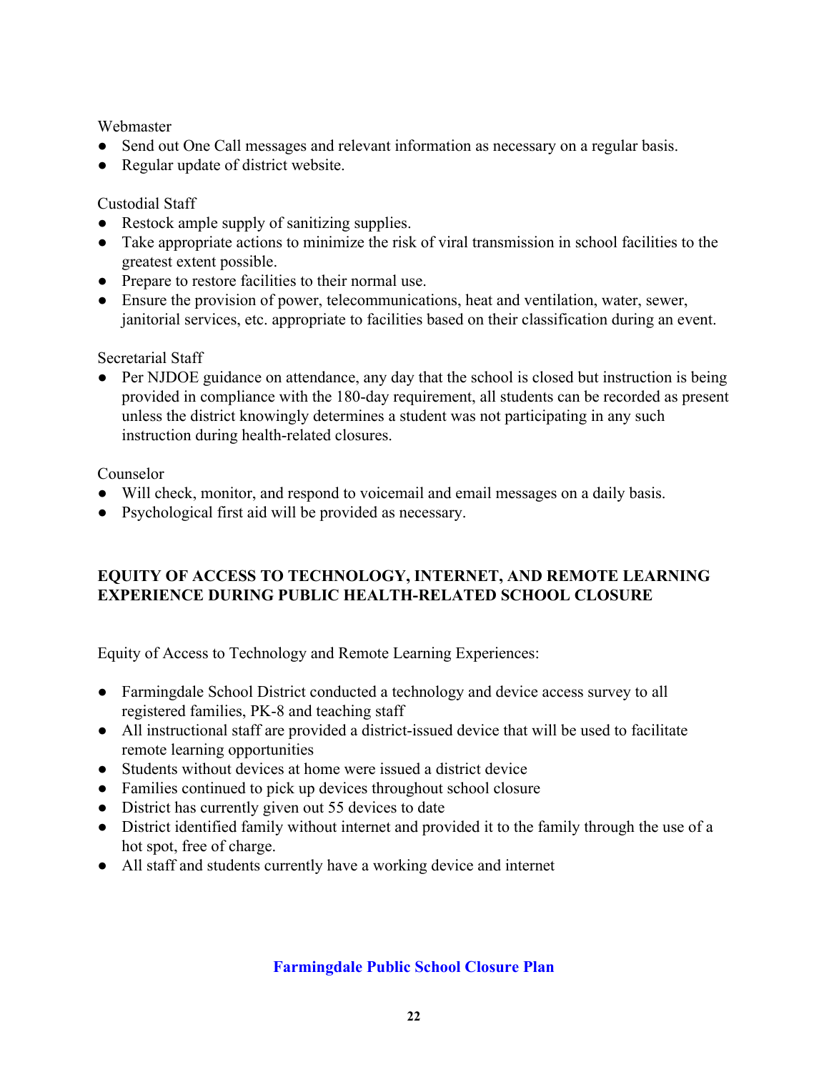Webmaster

- Send out One Call messages and relevant information as necessary on a regular basis.
- Regular update of district website.

Custodial Staff

- Restock ample supply of sanitizing supplies.
- Take appropriate actions to minimize the risk of viral transmission in school facilities to the greatest extent possible.
- Prepare to restore facilities to their normal use.
- Ensure the provision of power, telecommunications, heat and ventilation, water, sewer, janitorial services, etc. appropriate to facilities based on their classification during an event.

Secretarial Staff

- Per NJDOE guidance on attendance, any day that the school is closed but instruction is being provided in compliance with the 180-day requirement, all students can be recorded as present unless the district knowingly determines a student was not participating in any such instruction during health-related closures.

Counselor

- Will check, monitor, and respond to voicemail and email messages on a daily basis.
- Psychological first aid will be provided as necessary.

## EQUITY OF ACCESS TO TECHNOLOGY, INTERNET, AND REMOTE LEARNING EXPERIENCE DURING PUBLIC HEALTH-RELATED SCHOOL CLOSURE

Equity of Access to Technology and Remote Learning Experiences:

- Farmingdale School District conducted a technology and device access survey to all registered families, PK-8 and teaching staff
- All instructional staff are provided a district-issued device that will be used to facilitate remote learning opportunities
- Students without devices at home were issued a district device
- Families continued to pick up devices throughout school closure
- District has currently given out 55 devices to date
- District identified family without internet and provided it to the family through the use of a hot spot, free of charge.
- All staff and students currently have a working device and internet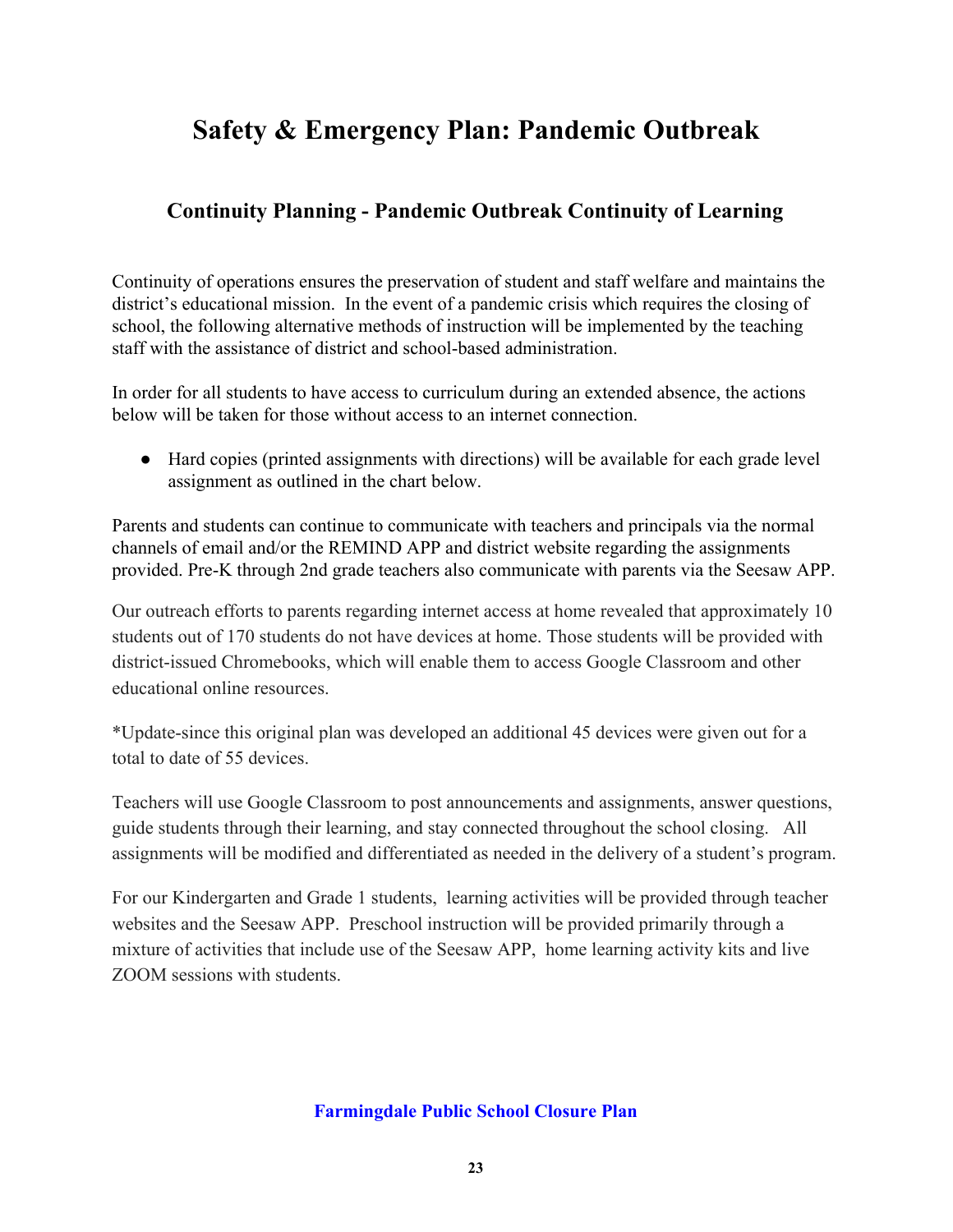# Safety & Emergency Plan: Pandemic Outbreak

## Continuity Planning - Pandemic Outbreak Continuity of Learning

Continuity of operations ensures the preservation of student and staff welfare and maintains the district's educational mission. In the event of a pandemic crisis which requires the closing of school, the following alternative methods of instruction will be implemented by the teaching staff with the assistance of district and school-based administration.

In order for all students to have access to curriculum during an extended absence, the actions below will be taken for those without access to an internet connection.

- Hard copies (printed assignments with directions) will be available for each grade level assignment as outlined in the chart below.

Parents and students can continue to communicate with teachers and principals via the normal channels of email and/or the REMIND APP and district website regarding the assignments provided. Pre-K through 2nd grade teachers also communicate with parents via the Seesaw APP.

Our outreach efforts to parents regarding internet access at home revealed that approximately 10 students out of 170 students do not have devices at home. Those students will be provided with district-issued Chromebooks, which will enable them to access Google Classroom and other educational online resources.

*Update-since this original plan was developed an additional 45 devices were given out for a total to date of 55 devices.

Teachers will use Google Classroom to post announcements and assignments, answer questions, guide students through their learning, and stay connected throughout the school closing. All assignments will be modified and differentiated as needed in the delivery of a student's program.

For our Kindergarten and Grade 1 students, learning activities will be provided through teacher websites and the Seesaw APP. Preschool instruction will be provided primarily through a mixture of activities that include use of the Seesaw APP, home learning activity kits and live ZOOM sessions with students.

**Farmingdale Public School Closure Plan**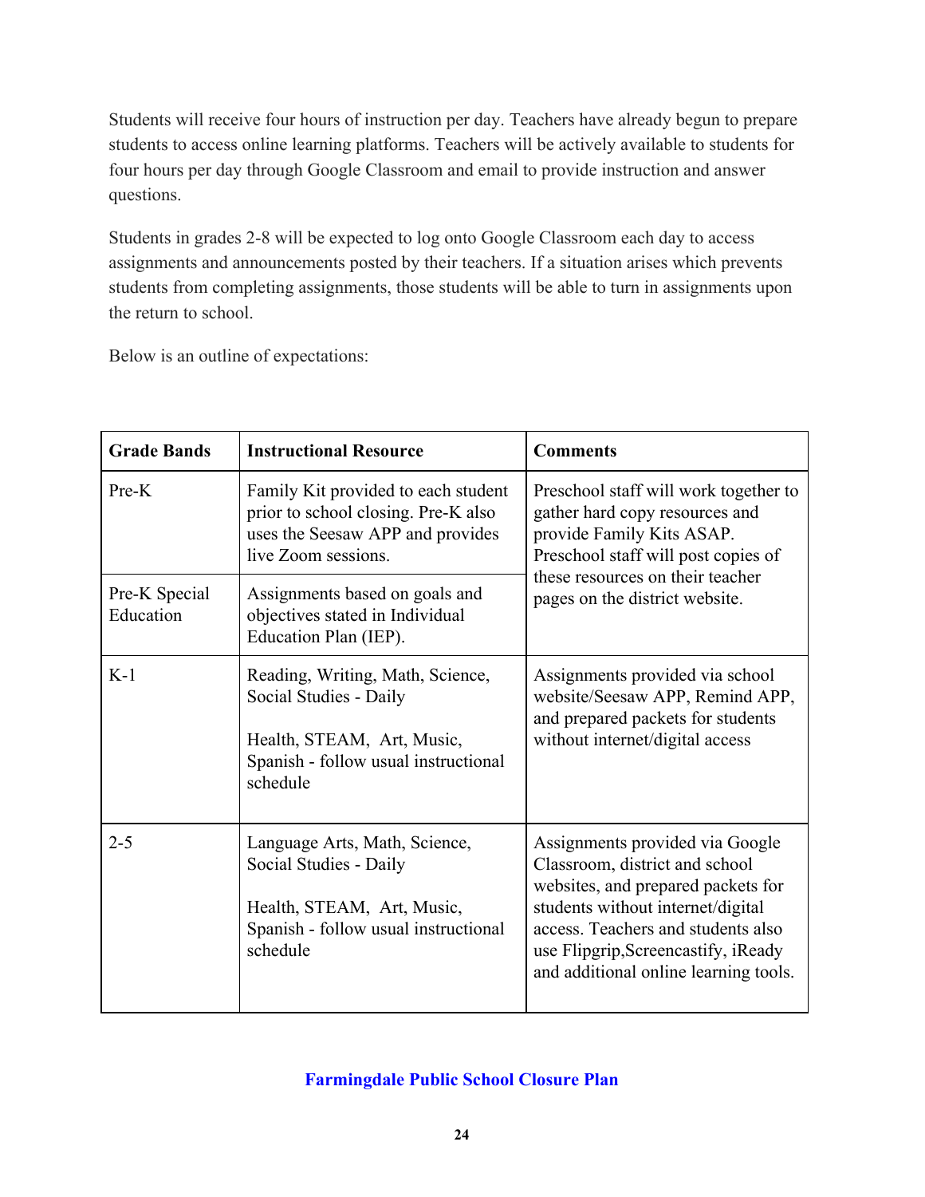Students will receive four hours of instruction per day. Teachers have already begun to prepare students to access online learning platforms. Teachers will be actively available to students for four hours per day through Google Classroom and email to provide instruction and answer questions.

Students in grades 2-8 will be expected to log onto Google Classroom each day to access assignments and announcements posted by their teachers. If a situation arises which prevents students from completing assignments, those students will be able to turn in assignments upon the return to school.

Below is an outline of expectations:

| **Grade Bands** | **Instructional Resource** | **Comments** |
|---|---|---|
| Pre-K | Family Kit provided to each student prior to school closing. Pre-K also uses the Seesaw APP and provides live Zoom sessions. | Preschool staff will work together to gather hard copy resources and provide Family Kits ASAP. Preschool staff will post copies of these resources on their teacher pages on the district website. |
| Pre-K Special Education | Assignments based on goals and objectives stated in Individual Education Plan (IEP). | |
| K-1 | Reading, Writing, Math, Science, Social Studies - Daily<br><br>Health, STEAM, Art, Music, Spanish - follow usual instructional schedule | Assignments provided via school website/Seesaw APP, Remind APP, and prepared packets for students without internet/digital access |
| 2-5 | Language Arts, Math, Science, Social Studies - Daily<br><br>Health, STEAM, Art, Music, Spanish - follow usual instructional schedule | Assignments provided via Google Classroom, district and school websites, and prepared packets for students without internet/digital access. Teachers and students also use Flipgrip,Screencastify, iReady and additional online learning tools. |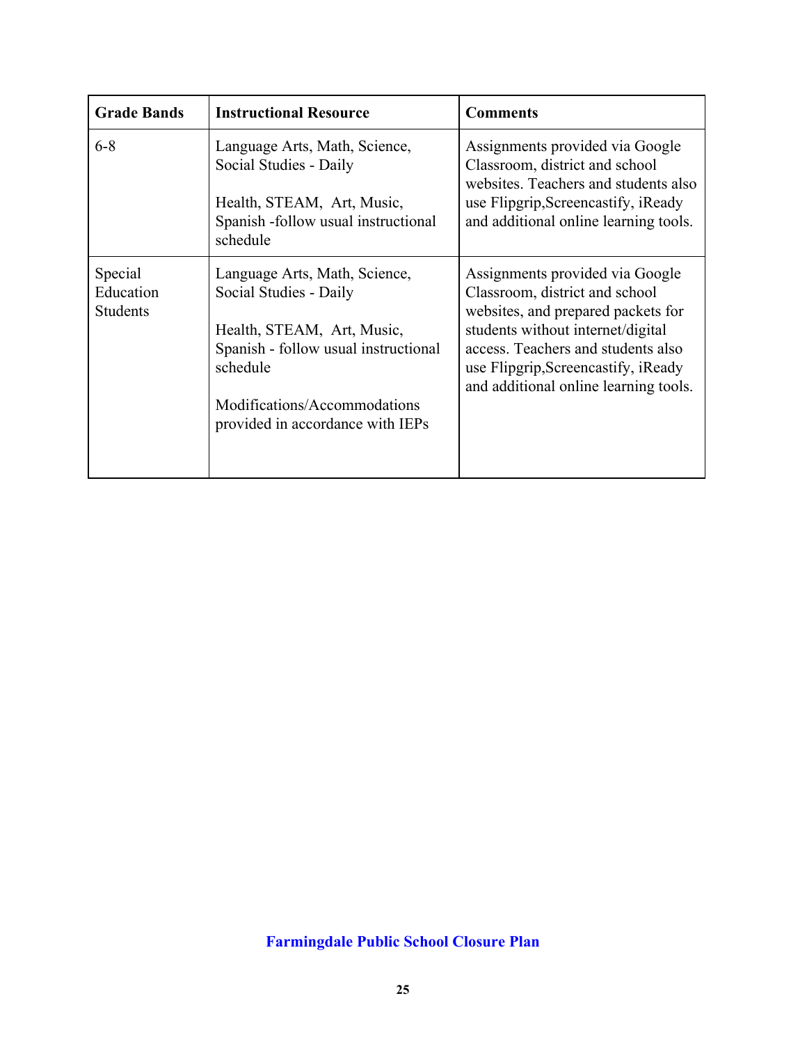| Grade Bands | Instructional Resource | Comments |
|---|---|---|
| 6-8 | Language Arts, Math, Science, Social Studies - Daily<br><br>Health, STEAM, Art, Music, Spanish -follow usual instructional schedule | Assignments provided via Google Classroom, district and school websites. Teachers and students also use Flipgrip,Screencastify, iReady and additional online learning tools. |
| Special Education Students | Language Arts, Math, Science, Social Studies - Daily<br><br>Health, STEAM, Art, Music, Spanish - follow usual instructional schedule<br><br>Modifications/Accommodations provided in accordance with IEPs | Assignments provided via Google Classroom, district and school websites, and prepared packets for students without internet/digital access. Teachers and students also use Flipgrip,Screencastify, iReady and additional online learning tools. |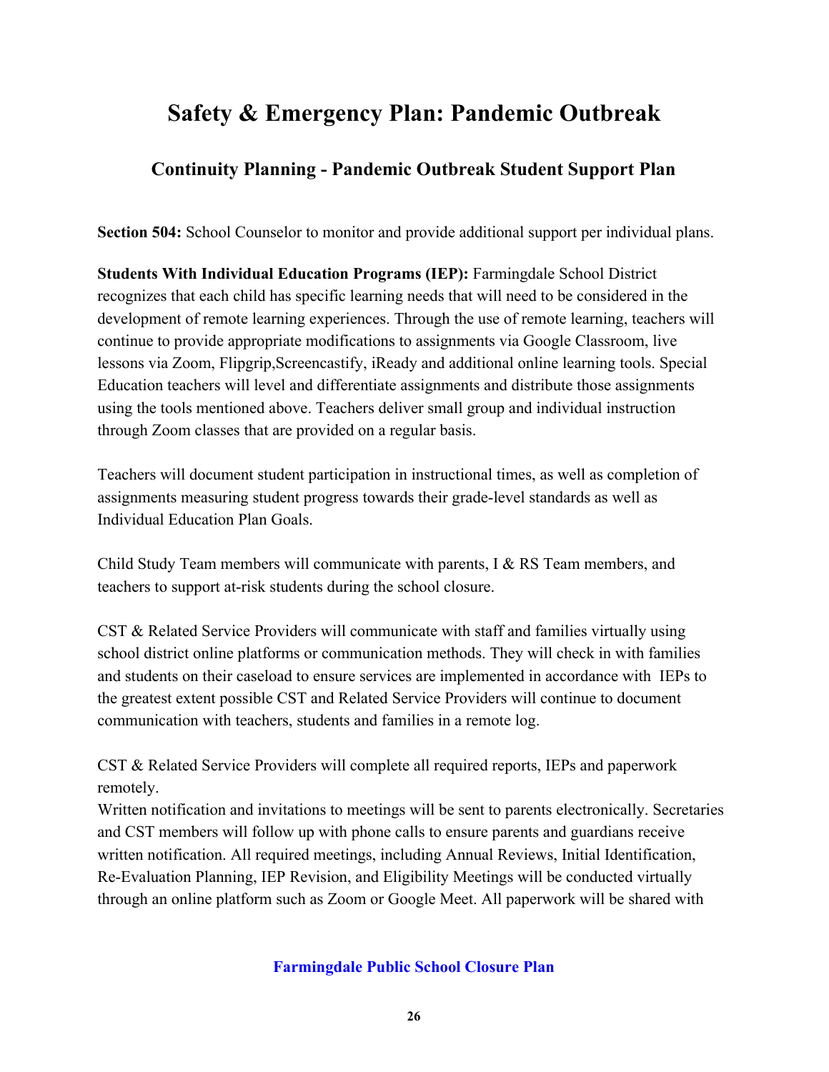# Safety & Emergency Plan: Pandemic Outbreak

## Continuity Planning - Pandemic Outbreak Student Support Plan

**Section 504:** School Counselor to monitor and provide additional support per individual plans.

**Students With Individual Education Programs (IEP):** Farmingdale School District recognizes that each child has specific learning needs that will need to be considered in the development of remote learning experiences. Through the use of remote learning, teachers will continue to provide appropriate modifications to assignments via Google Classroom, live lessons via Zoom, Flipgrip,Screencastify, iReady and additional online learning tools. Special Education teachers will level and differentiate assignments and distribute those assignments using the tools mentioned above. Teachers deliver small group and individual instruction through Zoom classes that are provided on a regular basis.

Teachers will document student participation in instructional times, as well as completion of assignments measuring student progress towards their grade-level standards as well as Individual Education Plan Goals.

Child Study Team members will communicate with parents, I & RS Team members, and teachers to support at-risk students during the school closure.

CST & Related Service Providers will communicate with staff and families virtually using school district online platforms or communication methods. They will check in with families and students on their caseload to ensure services are implemented in accordance with IEPs to the greatest extent possible CST and Related Service Providers will continue to document communication with teachers, students and families in a remote log.

CST & Related Service Providers will complete all required reports, IEPs and paperwork remotely.
Written notification and invitations to meetings will be sent to parents electronically. Secretaries and CST members will follow up with phone calls to ensure parents and guardians receive written notification. All required meetings, including Annual Reviews, Initial Identification, Re-Evaluation Planning, IEP Revision, and Eligibility Meetings will be conducted virtually through an online platform such as Zoom or Google Meet. All paperwork will be shared with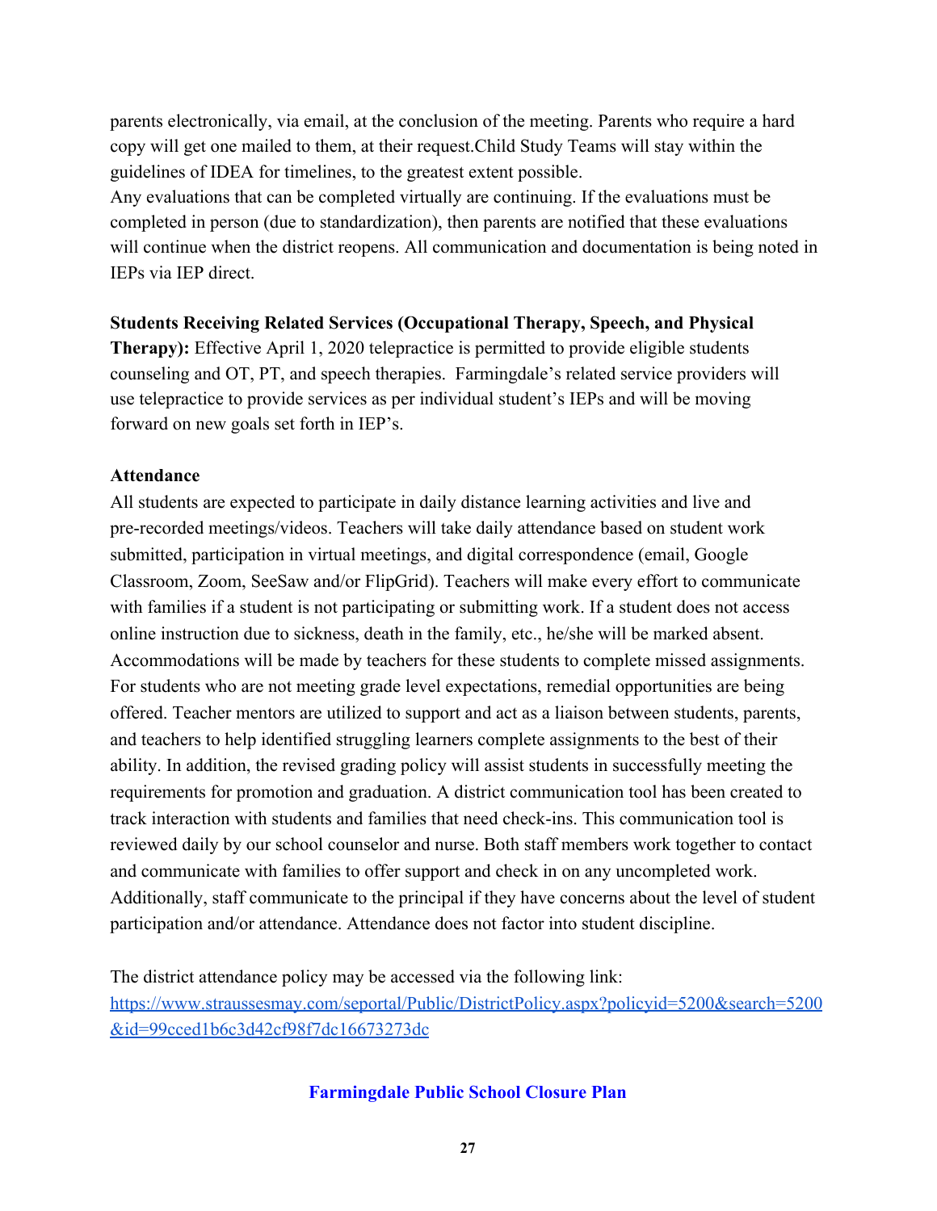parents electronically, via email, at the conclusion of the meeting. Parents who require a hard copy will get one mailed to them, at their request.Child Study Teams will stay within the guidelines of IDEA for timelines, to the greatest extent possible.
Any evaluations that can be completed virtually are continuing. If the evaluations must be completed in person (due to standardization), then parents are notified that these evaluations will continue when the district reopens. All communication and documentation is being noted in IEPs via IEP direct.

**Students Receiving Related Services (Occupational Therapy, Speech, and Physical Therapy):** Effective April 1, 2020 telepractice is permitted to provide eligible students counseling and OT, PT, and speech therapies. Farmingdale's related service providers will use telepractice to provide services as per individual student's IEPs and will be moving forward on new goals set forth in IEP's.

**Attendance**
All students are expected to participate in daily distance learning activities and live and pre-recorded meetings/videos. Teachers will take daily attendance based on student work submitted, participation in virtual meetings, and digital correspondence (email, Google Classroom, Zoom, SeeSaw and/or FlipGrid). Teachers will make every effort to communicate with families if a student is not participating or submitting work. If a student does not access online instruction due to sickness, death in the family, etc., he/she will be marked absent. Accommodations will be made by teachers for these students to complete missed assignments. For students who are not meeting grade level expectations, remedial opportunities are being offered. Teacher mentors are utilized to support and act as a liaison between students, parents, and teachers to help identified struggling learners complete assignments to the best of their ability. In addition, the revised grading policy will assist students in successfully meeting the requirements for promotion and graduation. A district communication tool has been created to track interaction with students and families that need check-ins. This communication tool is reviewed daily by our school counselor and nurse. Both staff members work together to contact and communicate with families to offer support and check in on any uncompleted work. Additionally, staff communicate to the principal if they have concerns about the level of student participation and/or attendance. Attendance does not factor into student discipline.

The district attendance policy may be accessed via the following link:
https://www.straussesmay.com/seportal/Public/DistrictPolicy.aspx?policyid=5200&search=5200&id=99cced1b6c3d42cf98f7dc16673273dc

**Farmingdale Public School Closure Plan**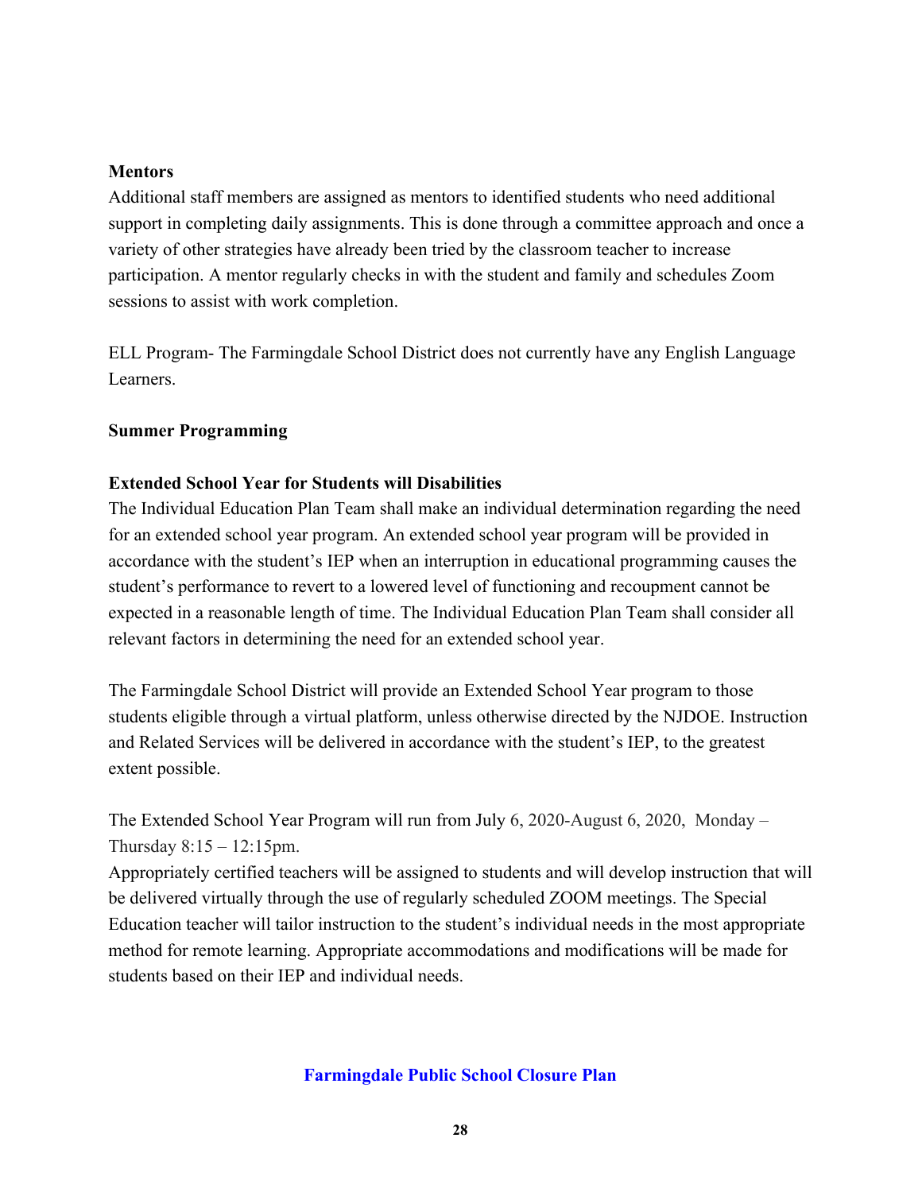**Mentors**

Additional staff members are assigned as mentors to identified students who need additional support in completing daily assignments. This is done through a committee approach and once a variety of other strategies have already been tried by the classroom teacher to increase participation. A mentor regularly checks in with the student and family and schedules Zoom sessions to assist with work completion.

ELL Program- The Farmingdale School District does not currently have any English Language Learners.

**Summer Programming**

**Extended School Year for Students will Disabilities**

The Individual Education Plan Team shall make an individual determination regarding the need for an extended school year program. An extended school year program will be provided in accordance with the student's IEP when an interruption in educational programming causes the student's performance to revert to a lowered level of functioning and recoupment cannot be expected in a reasonable length of time. The Individual Education Plan Team shall consider all relevant factors in determining the need for an extended school year.

The Farmingdale School District will provide an Extended School Year program to those students eligible through a virtual platform, unless otherwise directed by the NJDOE. Instruction and Related Services will be delivered in accordance with the student's IEP, to the greatest extent possible.

The Extended School Year Program will run from July 6, 2020-August 6, 2020, Monday – Thursday 8:15 – 12:15pm.

Appropriately certified teachers will be assigned to students and will develop instruction that will be delivered virtually through the use of regularly scheduled ZOOM meetings. The Special Education teacher will tailor instruction to the student's individual needs in the most appropriate method for remote learning. Appropriate accommodations and modifications will be made for students based on their IEP and individual needs.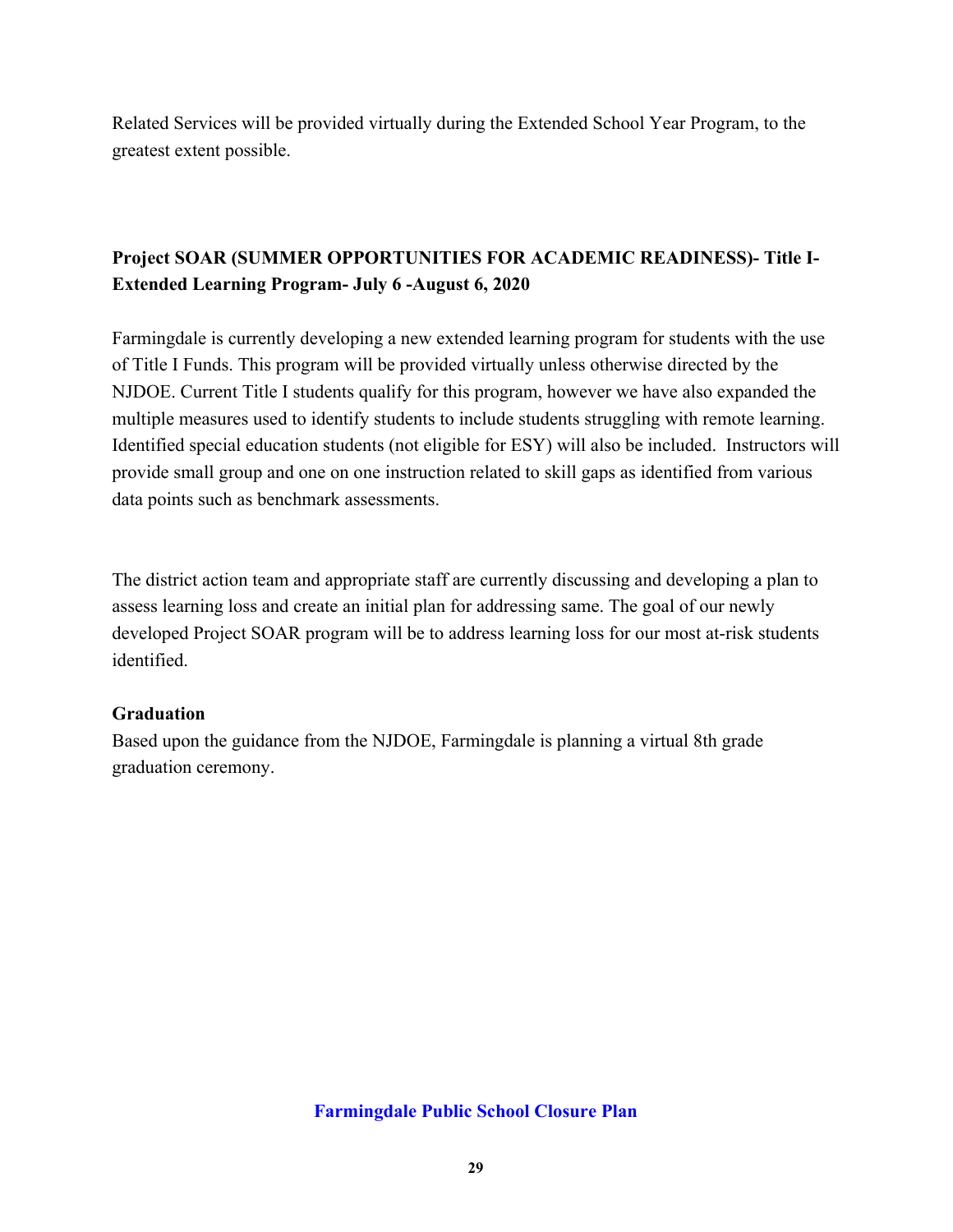Related Services will be provided virtually during the Extended School Year Program, to the greatest extent possible.

**Project SOAR (SUMMER OPPORTUNITIES FOR ACADEMIC READINESS)- Title I-Extended Learning Program- July 6 -August 6, 2020**

Farmingdale is currently developing a new extended learning program for students with the use of Title I Funds. This program will be provided virtually unless otherwise directed by the NJDOE. Current Title I students qualify for this program, however we have also expanded the multiple measures used to identify students to include students struggling with remote learning. Identified special education students (not eligible for ESY) will also be included. Instructors will provide small group and one on one instruction related to skill gaps as identified from various data points such as benchmark assessments.

The district action team and appropriate staff are currently discussing and developing a plan to assess learning loss and create an initial plan for addressing same. The goal of our newly developed Project SOAR program will be to address learning loss for our most at-risk students identified.

**Graduation**

Based upon the guidance from the NJDOE, Farmingdale is planning a virtual 8th grade graduation ceremony.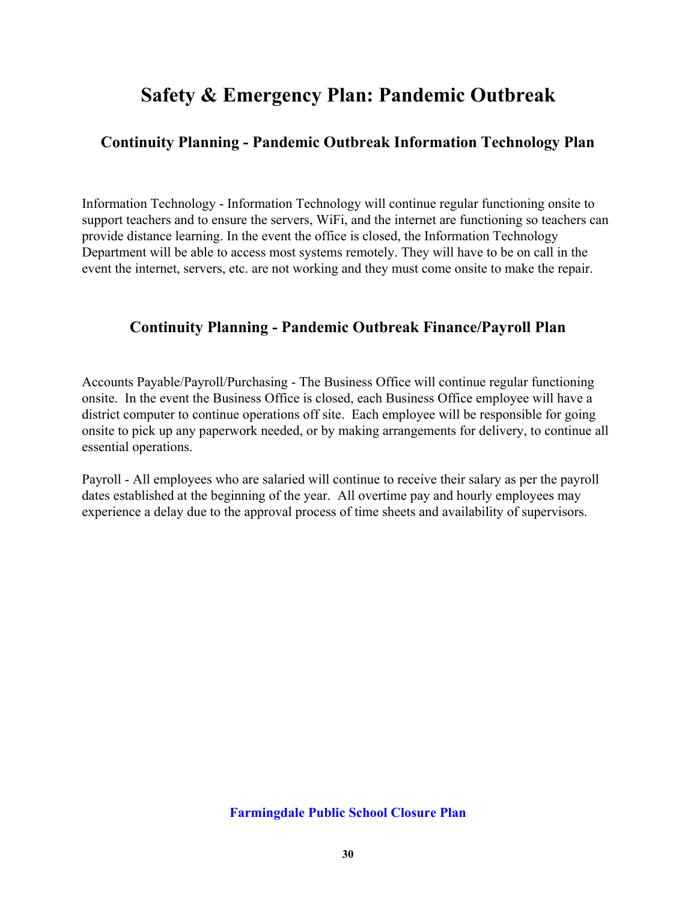# Safety & Emergency Plan: Pandemic Outbreak

## Continuity Planning - Pandemic Outbreak Information Technology Plan

Information Technology - Information Technology will continue regular functioning onsite to support teachers and to ensure the servers, WiFi, and the internet are functioning so teachers can provide distance learning. In the event the office is closed, the Information Technology Department will be able to access most systems remotely. They will have to be on call in the event the internet, servers, etc. are not working and they must come onsite to make the repair.

## Continuity Planning - Pandemic Outbreak Finance/Payroll Plan

Accounts Payable/Payroll/Purchasing - The Business Office will continue regular functioning onsite. In the event the Business Office is closed, each Business Office employee will have a district computer to continue operations off site. Each employee will be responsible for going onsite to pick up any paperwork needed, or by making arrangements for delivery, to continue all essential operations.

Payroll - All employees who are salaried will continue to receive their salary as per the payroll dates established at the beginning of the year. All overtime pay and hourly employees may experience a delay due to the approval process of time sheets and availability of supervisors.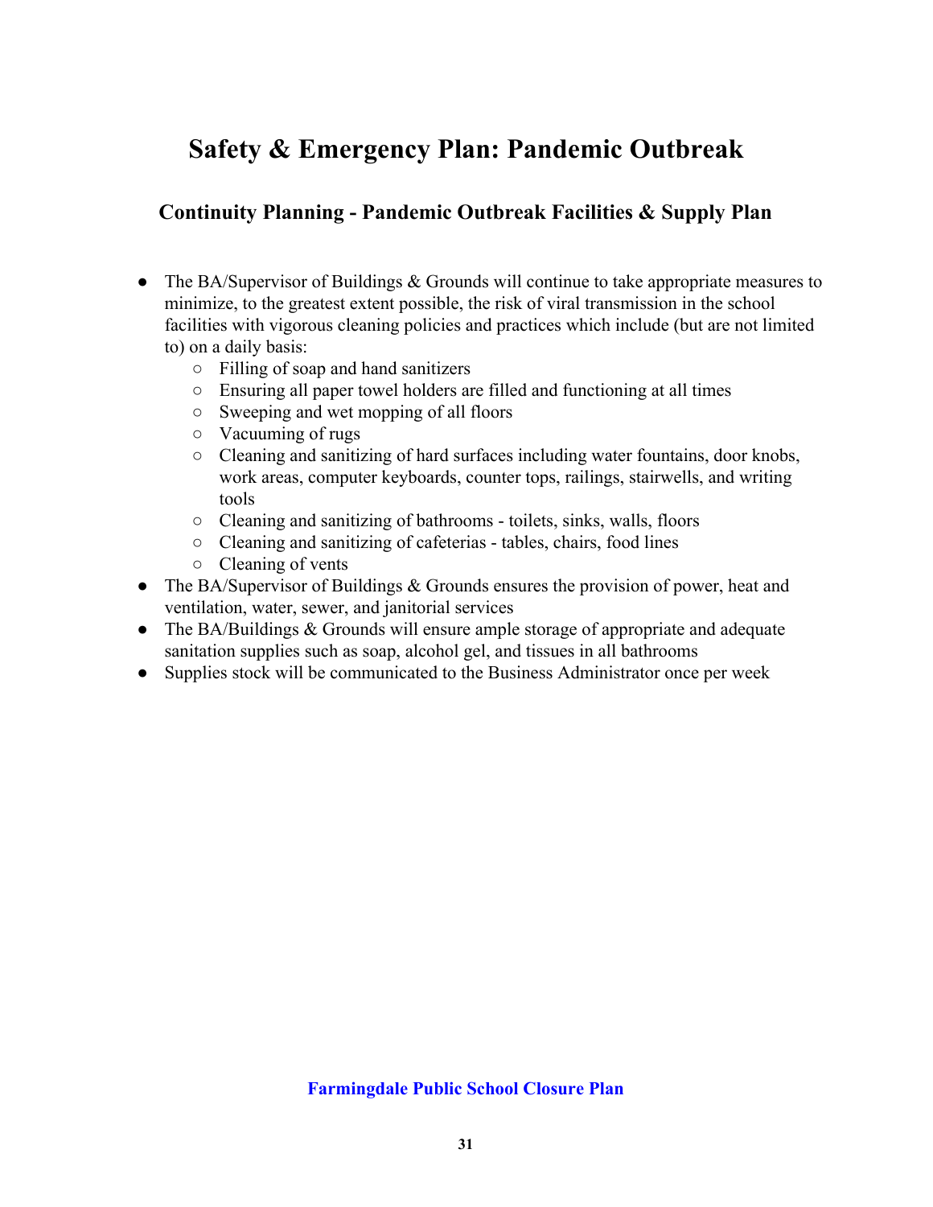# Safety & Emergency Plan: Pandemic Outbreak

## Continuity Planning - Pandemic Outbreak Facilities & Supply Plan

- The BA/Supervisor of Buildings & Grounds will continue to take appropriate measures to minimize, to the greatest extent possible, the risk of viral transmission in the school facilities with vigorous cleaning policies and practices which include (but are not limited to) on a daily basis:
  - Filling of soap and hand sanitizers
  - Ensuring all paper towel holders are filled and functioning at all times
  - Sweeping and wet mopping of all floors
  - Vacuuming of rugs
  - Cleaning and sanitizing of hard surfaces including water fountains, door knobs, work areas, computer keyboards, counter tops, railings, stairwells, and writing tools
  - Cleaning and sanitizing of bathrooms - toilets, sinks, walls, floors
  - Cleaning and sanitizing of cafeterias - tables, chairs, food lines
  - Cleaning of vents
- The BA/Supervisor of Buildings & Grounds ensures the provision of power, heat and ventilation, water, sewer, and janitorial services
- The BA/Buildings & Grounds will ensure ample storage of appropriate and adequate sanitation supplies such as soap, alcohol gel, and tissues in all bathrooms
- Supplies stock will be communicated to the Business Administrator once per week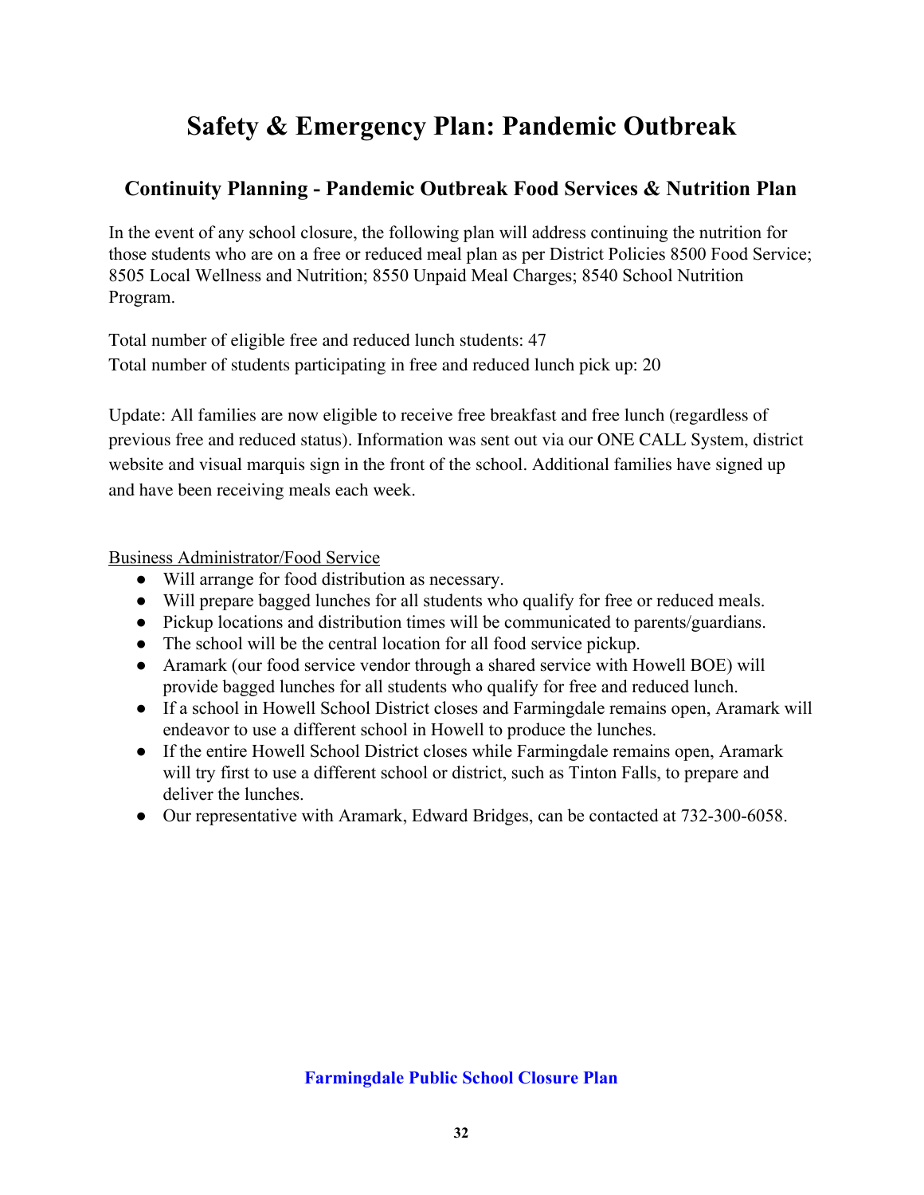# Safety & Emergency Plan: Pandemic Outbreak

## Continuity Planning - Pandemic Outbreak Food Services & Nutrition Plan

In the event of any school closure, the following plan will address continuing the nutrition for those students who are on a free or reduced meal plan as per District Policies 8500 Food Service; 8505 Local Wellness and Nutrition; 8550 Unpaid Meal Charges; 8540 School Nutrition Program.

Total number of eligible free and reduced lunch students: 47
Total number of students participating in free and reduced lunch pick up: 20

Update: All families are now eligible to receive free breakfast and free lunch (regardless of previous free and reduced status). Information was sent out via our ONE CALL System, district website and visual marquis sign in the front of the school. Additional families have signed up and have been receiving meals each week.

<u>Business Administrator/Food Service</u>

- Will arrange for food distribution as necessary.
- Will prepare bagged lunches for all students who qualify for free or reduced meals.
- Pickup locations and distribution times will be communicated to parents/guardians.
- The school will be the central location for all food service pickup.
- Aramark (our food service vendor through a shared service with Howell BOE) will provide bagged lunches for all students who qualify for free and reduced lunch.
- If a school in Howell School District closes and Farmingdale remains open, Aramark will endeavor to use a different school in Howell to produce the lunches.
- If the entire Howell School District closes while Farmingdale remains open, Aramark will try first to use a different school or district, such as Tinton Falls, to prepare and deliver the lunches.
- Our representative with Aramark, Edward Bridges, can be contacted at 732-300-6058.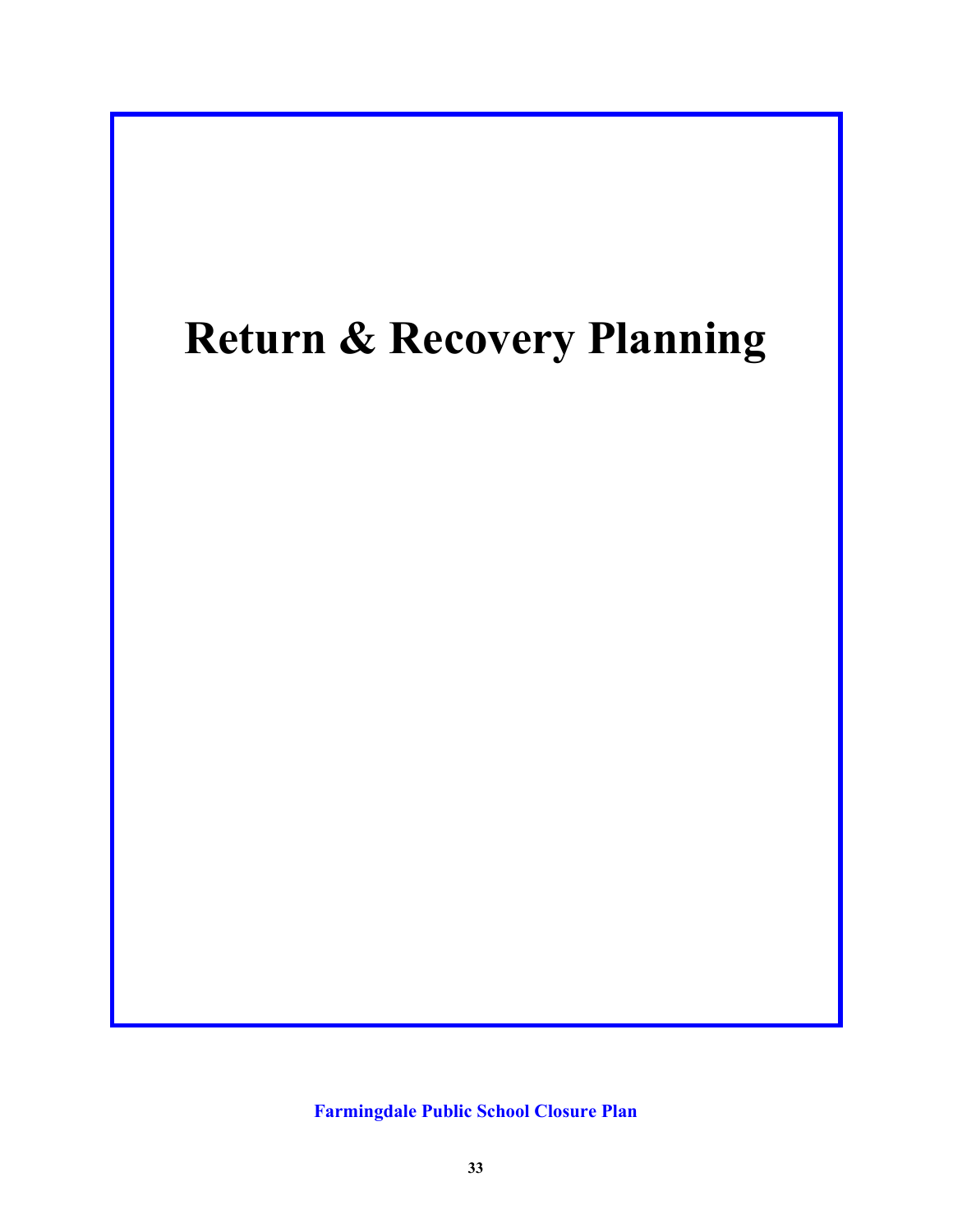# Return & Recovery Planning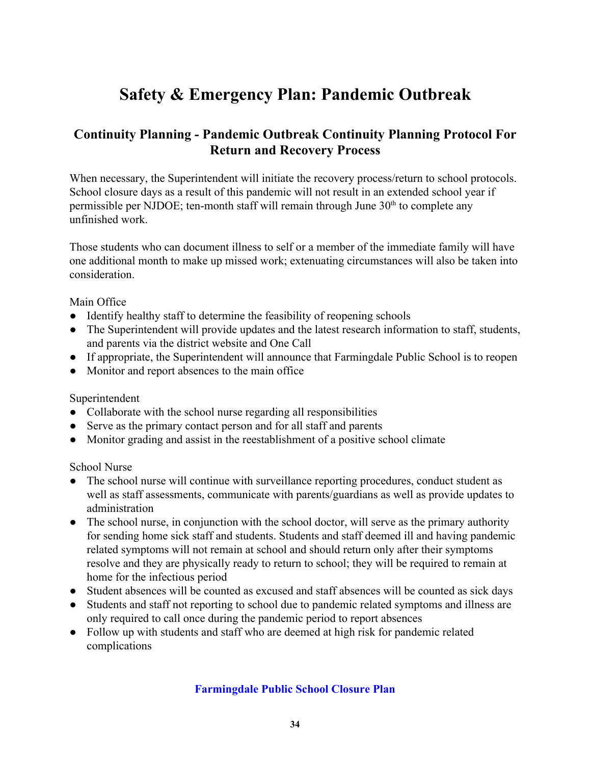# Safety & Emergency Plan: Pandemic Outbreak

## Continuity Planning - Pandemic Outbreak Continuity Planning Protocol For Return and Recovery Process

When necessary, the Superintendent will initiate the recovery process/return to school protocols. School closure days as a result of this pandemic will not result in an extended school year if permissible per NJDOE; ten-month staff will remain through June 30th to complete any unfinished work.

Those students who can document illness to self or a member of the immediate family will have one additional month to make up missed work; extenuating circumstances will also be taken into consideration.

Main Office

- Identify healthy staff to determine the feasibility of reopening schools
- The Superintendent will provide updates and the latest research information to staff, students, and parents via the district website and One Call
- If appropriate, the Superintendent will announce that Farmingdale Public School is to reopen
- Monitor and report absences to the main office

Superintendent

- Collaborate with the school nurse regarding all responsibilities
- Serve as the primary contact person and for all staff and parents
- Monitor grading and assist in the reestablishment of a positive school climate

School Nurse

- The school nurse will continue with surveillance reporting procedures, conduct student as well as staff assessments, communicate with parents/guardians as well as provide updates to administration
- The school nurse, in conjunction with the school doctor, will serve as the primary authority for sending home sick staff and students. Students and staff deemed ill and having pandemic related symptoms will not remain at school and should return only after their symptoms resolve and they are physically ready to return to school; they will be required to remain at home for the infectious period
- Student absences will be counted as excused and staff absences will be counted as sick days
- Students and staff not reporting to school due to pandemic related symptoms and illness are only required to call once during the pandemic period to report absences
- Follow up with students and staff who are deemed at high risk for pandemic related complications

**Farmingdale Public School Closure Plan**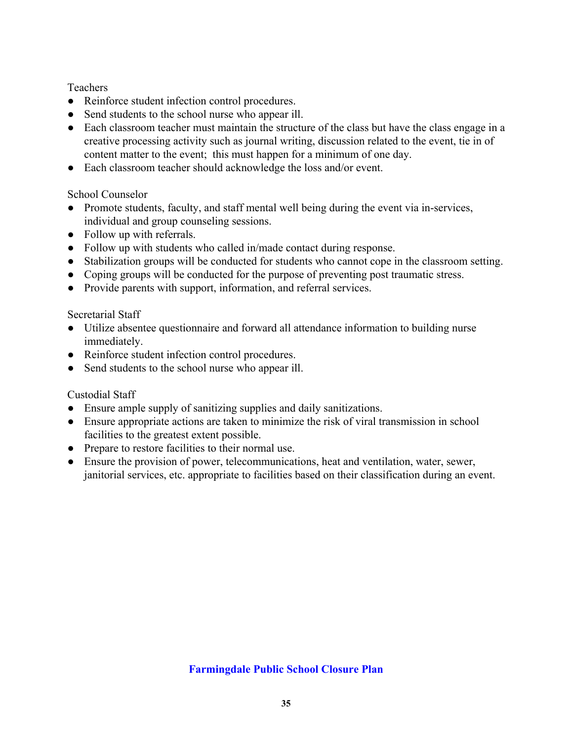Teachers

- Reinforce student infection control procedures.
- Send students to the school nurse who appear ill.
- Each classroom teacher must maintain the structure of the class but have the class engage in a creative processing activity such as journal writing, discussion related to the event, tie in of content matter to the event;  this must happen for a minimum of one day.
- Each classroom teacher should acknowledge the loss and/or event.

School Counselor

- Promote students, faculty, and staff mental well being during the event via in-services, individual and group counseling sessions.
- Follow up with referrals.
- Follow up with students who called in/made contact during response.
- Stabilization groups will be conducted for students who cannot cope in the classroom setting.
- Coping groups will be conducted for the purpose of preventing post traumatic stress.
- Provide parents with support, information, and referral services.

Secretarial Staff

- Utilize absentee questionnaire and forward all attendance information to building nurse immediately.
- Reinforce student infection control procedures.
- Send students to the school nurse who appear ill.

Custodial Staff

- Ensure ample supply of sanitizing supplies and daily sanitizations.
- Ensure appropriate actions are taken to minimize the risk of viral transmission in school facilities to the greatest extent possible.
- Prepare to restore facilities to their normal use.
- Ensure the provision of power, telecommunications, heat and ventilation, water, sewer, janitorial services, etc. appropriate to facilities based on their classification during an event.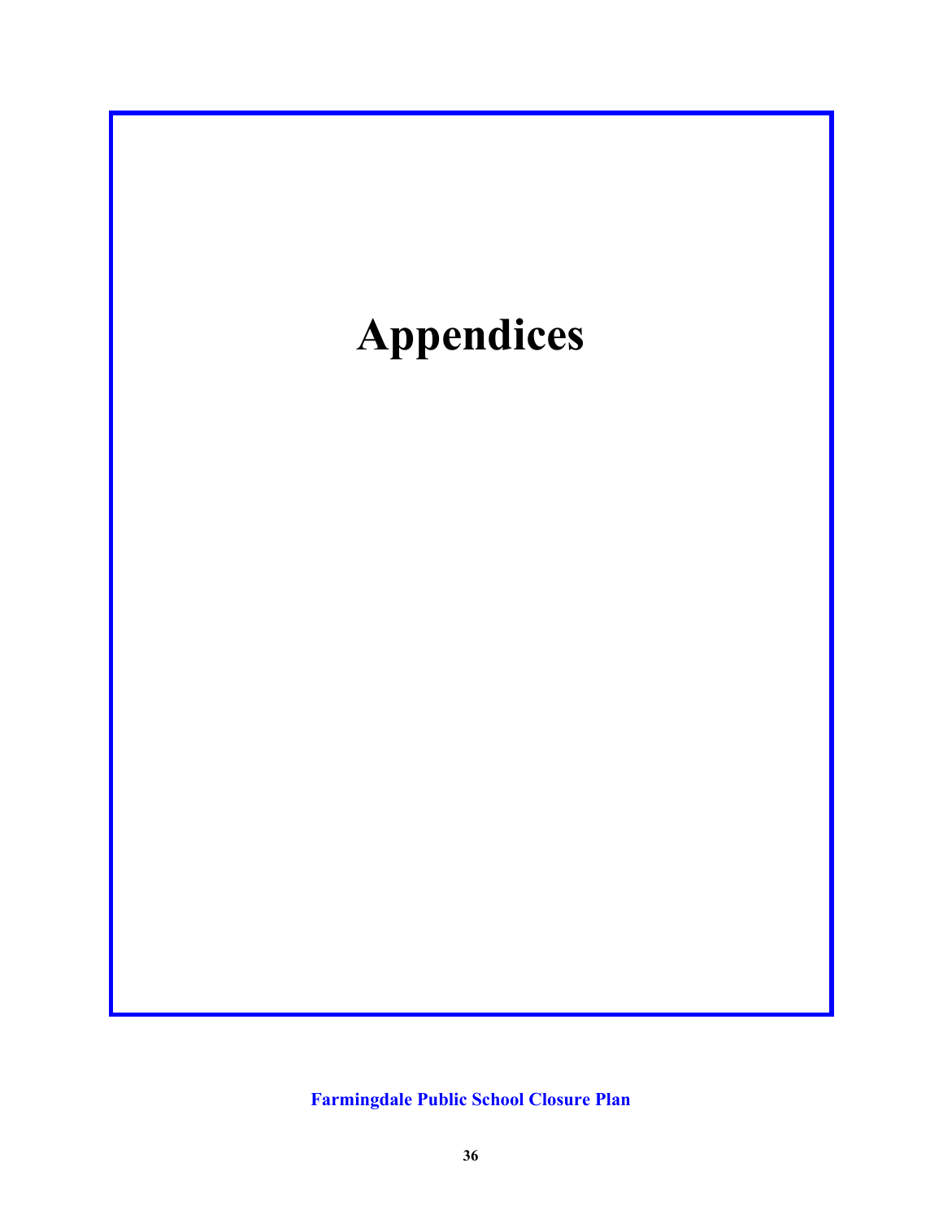# Appendices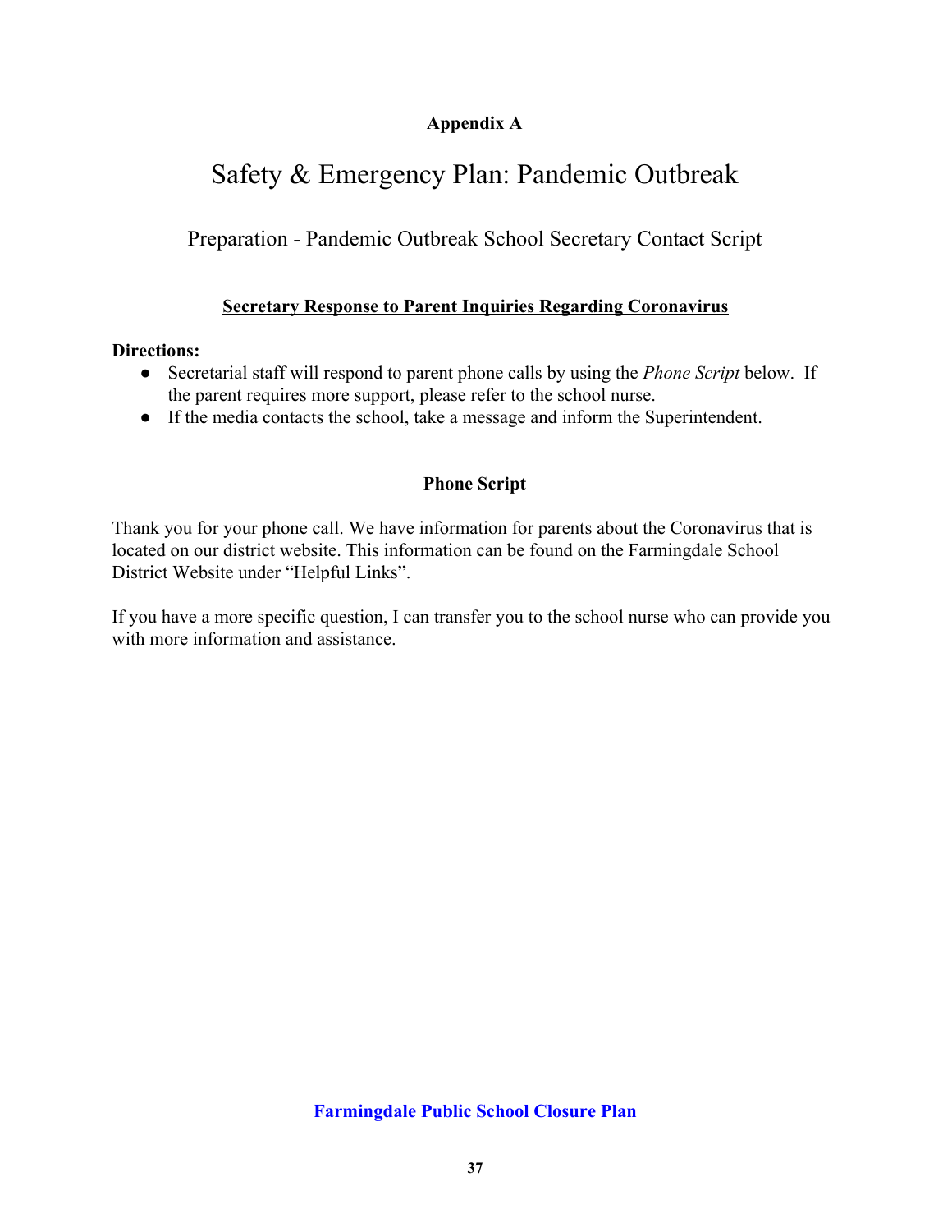**Appendix A**

# Safety & Emergency Plan: Pandemic Outbreak

## Preparation - Pandemic Outbreak School Secretary Contact Script

### Secretary Response to Parent Inquiries Regarding Coronavirus

**Directions:**

- Secretarial staff will respond to parent phone calls by using the *Phone Script* below. If the parent requires more support, please refer to the school nurse.
- If the media contacts the school, take a message and inform the Superintendent.

**Phone Script**

Thank you for your phone call. We have information for parents about the Coronavirus that is located on our district website. This information can be found on the Farmingdale School District Website under "Helpful Links".

If you have a more specific question, I can transfer you to the school nurse who can provide you with more information and assistance.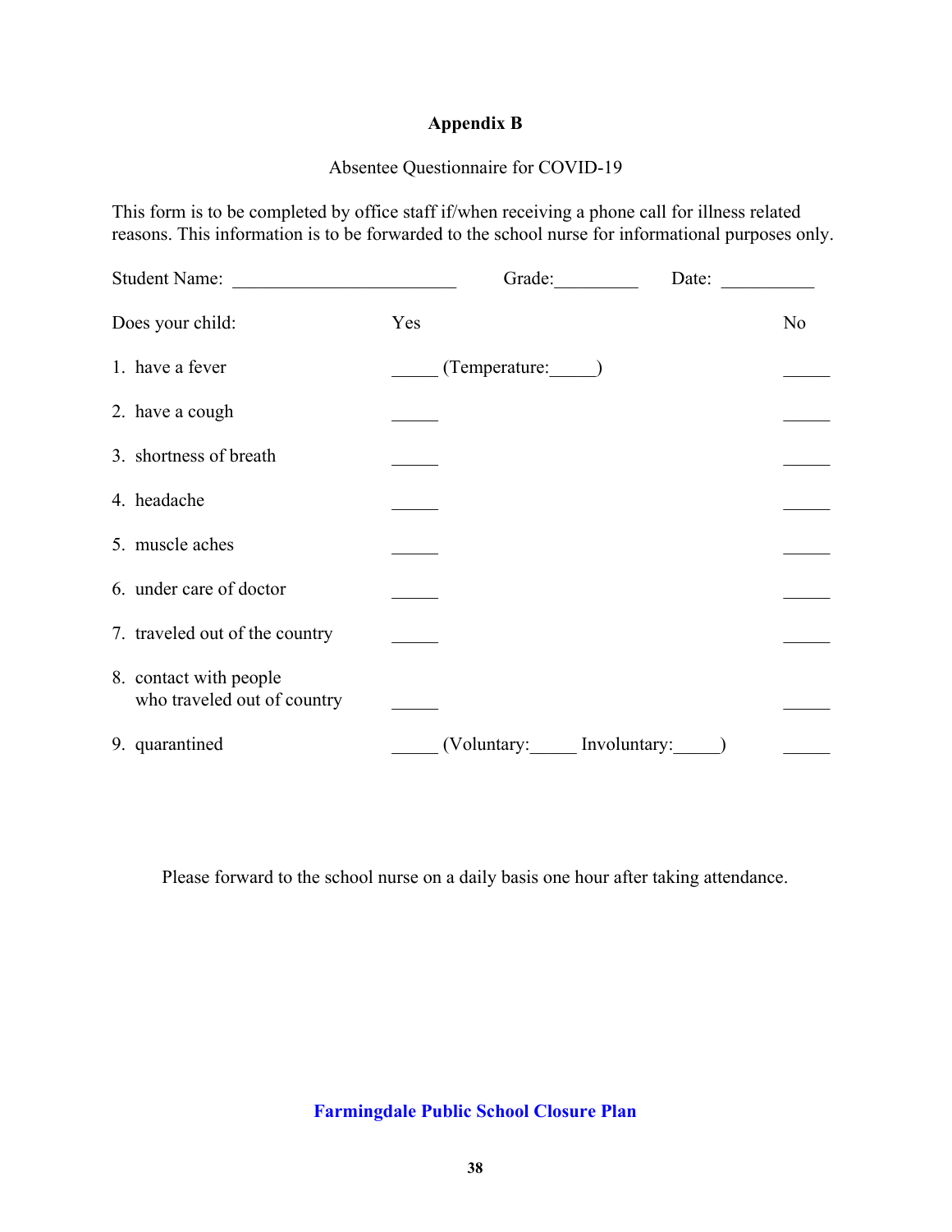## Appendix B

Absentee Questionnaire for COVID-19

This form is to be completed by office staff if/when receiving a phone call for illness related reasons. This information is to be forwarded to the school nurse for informational purposes only.

Student Name: ________________________ Grade:_________ Date: __________

| Does your child: | Yes | No |
| --- | --- | --- |
| 1. have a fever | _____ (Temperature:_____) | _____ |
| 2. have a cough | _____ | _____ |
| 3. shortness of breath | _____ | _____ |
| 4. headache | _____ | _____ |
| 5. muscle aches | _____ | _____ |
| 6. under care of doctor | _____ | _____ |
| 7. traveled out of the country | _____ | _____ |
| 8. contact with people who traveled out of country | _____ | _____ |
| 9. quarantined | _____ (Voluntary:_____ Involuntary:_____) | _____ |

Please forward to the school nurse on a daily basis one hour after taking attendance.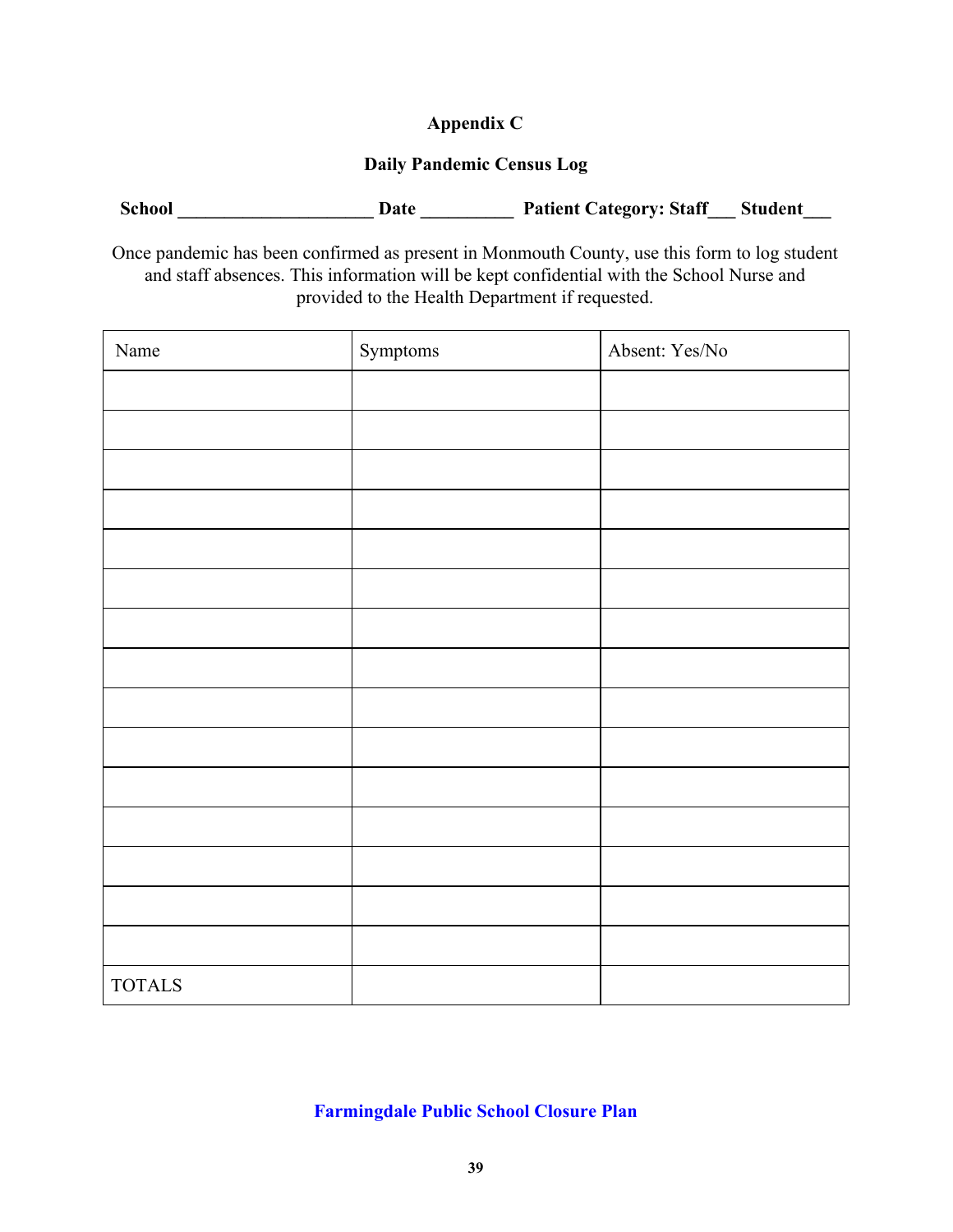# Appendix C

## Daily Pandemic Census Log

**School ____________________ Date __________ Patient Category: Staff___ Student___**

Once pandemic has been confirmed as present in Monmouth County, use this form to log student and staff absences. This information will be kept confidential with the School Nurse and provided to the Health Department if requested.

| Name | Symptoms | Absent: Yes/No |
|---|---|---|
| | | |
| | | |
| | | |
| | | |
| | | |
| | | |
| | | |
| | | |
| | | |
| | | |
| | | |
| | | |
| | | |
| | | |
| | | |
| TOTALS | | |

**Farmingdale Public School Closure Plan**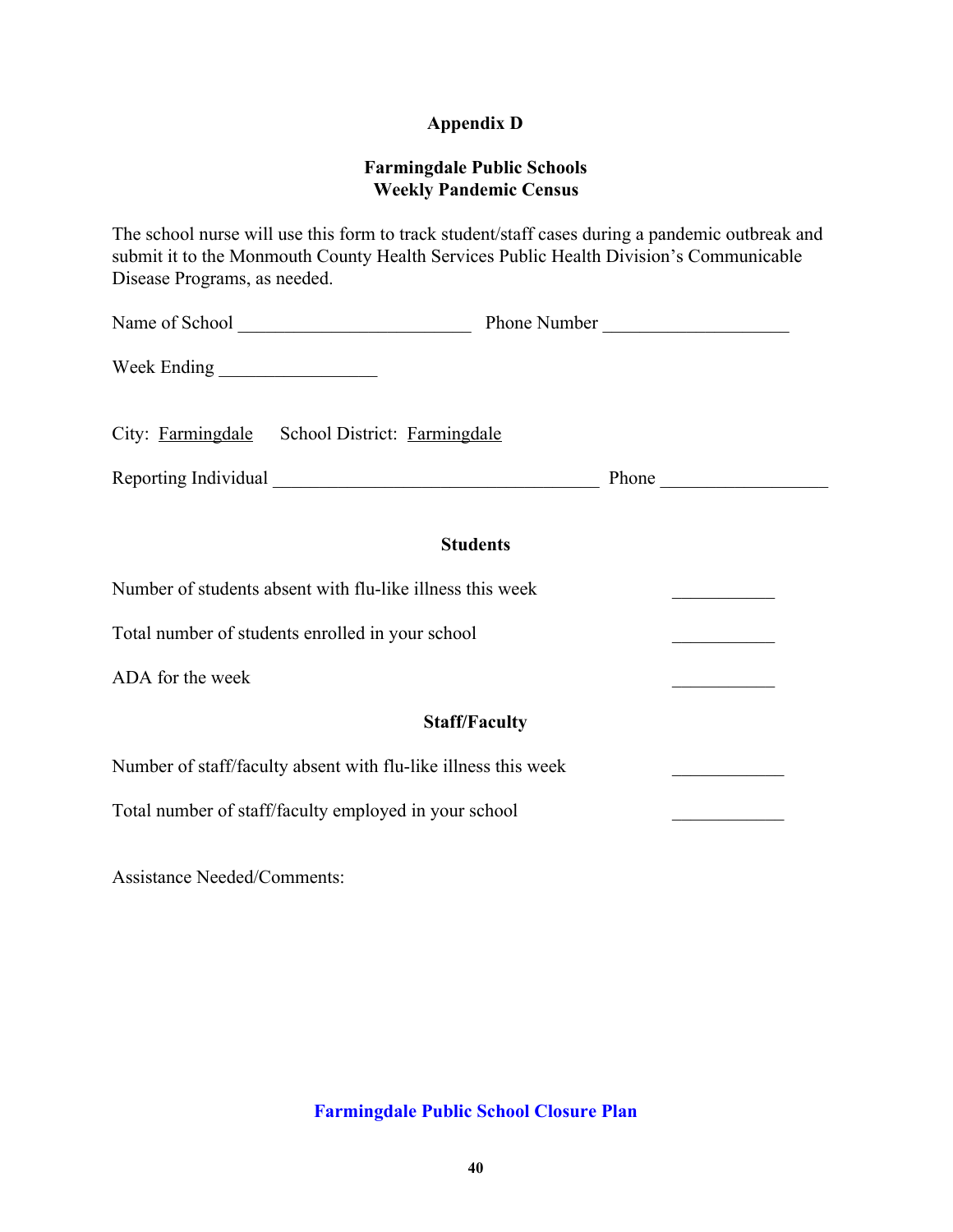# Appendix D

## Farmingdale Public Schools
## Weekly Pandemic Census

The school nurse will use this form to track student/staff cases during a pandemic outbreak and submit it to the Monmouth County Health Services Public Health Division's Communicable Disease Programs, as needed.

Name of School _________________________ Phone Number ____________________

Week Ending _________________

City: Farmingdale School District: Farmingdale

Reporting Individual ___________________________________ Phone __________________

### Students

Number of students absent with flu-like illness this week ___________

Total number of students enrolled in your school ___________

ADA for the week ___________

### Staff/Faculty

Number of staff/faculty absent with flu-like illness this week ____________

Total number of staff/faculty employed in your school ____________

Assistance Needed/Comments:

Farmingdale Public School Closure Plan